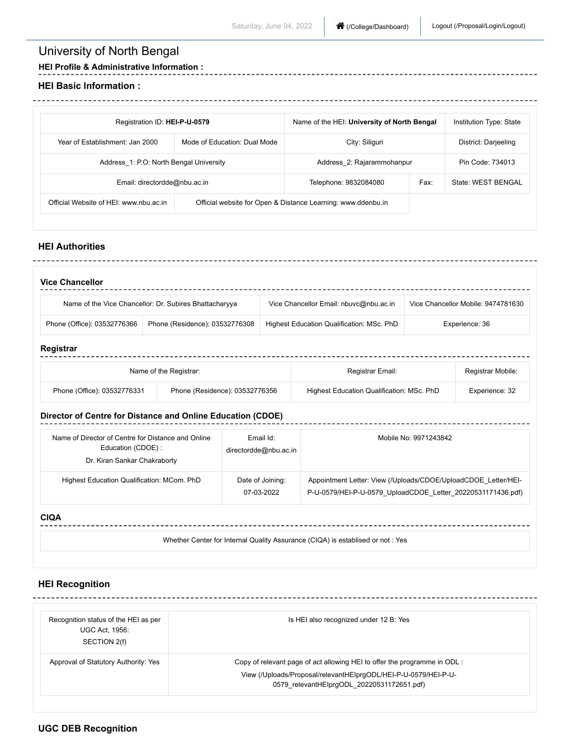Saturday, June 04, 2022 | (/College/Dashboard) | Logout (/Proposal/Login/Logout)

# University of North Bengal

**HEI Profile & Administrative Information :**

## HEI Basic Information :

| Registration ID: **HEI-P-U-0579** | | Name of the HEI: **University of North Bengal** | | Institution Type: State |
|---|---|---|---|---|
| Year of Establishment: Jan 2000 | Mode of Education: Dual Mode | City: Siliguri | | District: Darjeeling |
| Address_1: P.O: North Bengal University | | Address_2: Rajarammohanpur | | Pin Code: 734013 |
| Email: directordde@nbu.ac.in | | Telephone: 9832084080 | Fax: | State: WEST BENGAL |
| Official Website of HEI: www.nbu.ac.in | Official website for Open & Distance Learning: www.ddenbu.in | | | |

## HEI Authorities

### Vice Chancellor

| Name of the Vice Chancellor: Dr. Subires Bhattacharyya | | Vice Chancellor Email: nbuvc@nbu.ac.in | Vice Chancellor Mobile: 9474781630 |
|---|---|---|---|
| Phone (Office): 03532776366 | Phone (Residence): 03532776308 | Highest Education Qualification: MSc. PhD | Experience: 36 |

### Registrar

| Name of the Registrar: | | Registrar Email: | Registrar Mobile: |
|---|---|---|---|
| Phone (Office): 03532776331 | Phone (Residence): 03532776356 | Highest Education Qualification: MSc. PhD | Experience: 32 |

### Director of Centre for Distance and Online Education (CDOE)

| Name of Director of Centre for Distance and Online Education (CDOE) : Dr. Kiran Sankar Chakraborty | Email Id: directordde@nbu.ac.in | Mobile No: 9971243842 |
|---|---|---|
| Highest Education Qualification: MCom. PhD | Date of Joining: 07-03-2022 | Appointment Letter: View (/Uploads/CDOE/UploadCDOE_Letter/HEI-P-U-0579/HEI-P-U-0579_UploadCDOE_Letter_20220531171436.pdf) |

### CIQA

| Whether Center for Internal Quality Assurance (CIQA) is establised or not : Yes |
|---|

## HEI Recognition

| Recognition status of the HEI as per UGC Act, 1956: SECTION 2(f) | Is HEI also recognized under 12 B: Yes |
|---|---|
| Approval of Statutory Authority: Yes | Copy of relevant page of act allowing HEI to offer the programme in ODL : View (/Uploads/Proposal/relevantHEIprgODL/HEI-P-U-0579/HEI-P-U-0579_relevantHEIprgODL_20220531172651.pdf) |

## UGC DEB Recognition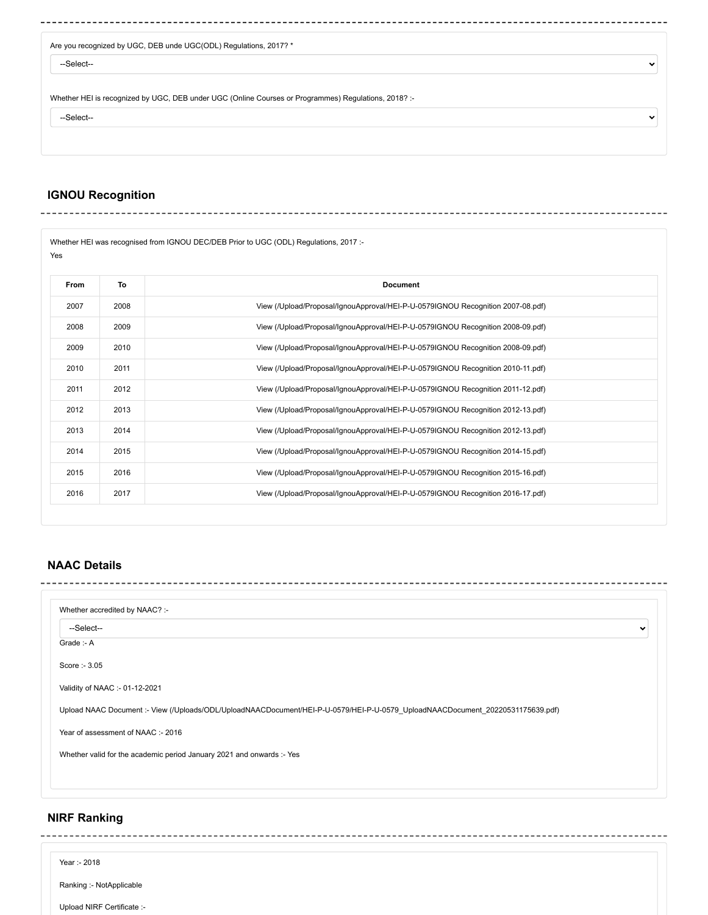Are you recognized by UGC, DEB unde UGC(ODL) Regulations, 2017? *

--Select--

Whether HEI is recognized by UGC, DEB under UGC (Online Courses or Programmes) Regulations, 2018? :-

--Select--

## IGNOU Recognition

Whether HEI was recognised from IGNOU DEC/DEB Prior to UGC (ODL) Regulations, 2017 :-
Yes

| From | To | Document |
|---|---|---|
| 2007 | 2008 | View (/Upload/Proposal/IgnouApproval/HEI-P-U-0579IGNOU Recognition 2007-08.pdf) |
| 2008 | 2009 | View (/Upload/Proposal/IgnouApproval/HEI-P-U-0579IGNOU Recognition 2008-09.pdf) |
| 2009 | 2010 | View (/Upload/Proposal/IgnouApproval/HEI-P-U-0579IGNOU Recognition 2008-09.pdf) |
| 2010 | 2011 | View (/Upload/Proposal/IgnouApproval/HEI-P-U-0579IGNOU Recognition 2010-11.pdf) |
| 2011 | 2012 | View (/Upload/Proposal/IgnouApproval/HEI-P-U-0579IGNOU Recognition 2011-12.pdf) |
| 2012 | 2013 | View (/Upload/Proposal/IgnouApproval/HEI-P-U-0579IGNOU Recognition 2012-13.pdf) |
| 2013 | 2014 | View (/Upload/Proposal/IgnouApproval/HEI-P-U-0579IGNOU Recognition 2012-13.pdf) |
| 2014 | 2015 | View (/Upload/Proposal/IgnouApproval/HEI-P-U-0579IGNOU Recognition 2014-15.pdf) |
| 2015 | 2016 | View (/Upload/Proposal/IgnouApproval/HEI-P-U-0579IGNOU Recognition 2015-16.pdf) |
| 2016 | 2017 | View (/Upload/Proposal/IgnouApproval/HEI-P-U-0579IGNOU Recognition 2016-17.pdf) |

## NAAC Details

Whether accredited by NAAC? :-

--Select--

Grade :- A

Score :- 3.05

Validity of NAAC :- 01-12-2021

Upload NAAC Document :- View (/Uploads/ODL/UploadNAACDocument/HEI-P-U-0579/HEI-P-U-0579_UploadNAACDocument_20220531175639.pdf)

Year of assessment of NAAC :- 2016

Whether valid for the academic period January 2021 and onwards :- Yes

## NIRF Ranking

Year :- 2018

Ranking :- NotApplicable

Upload NIRF Certificate :-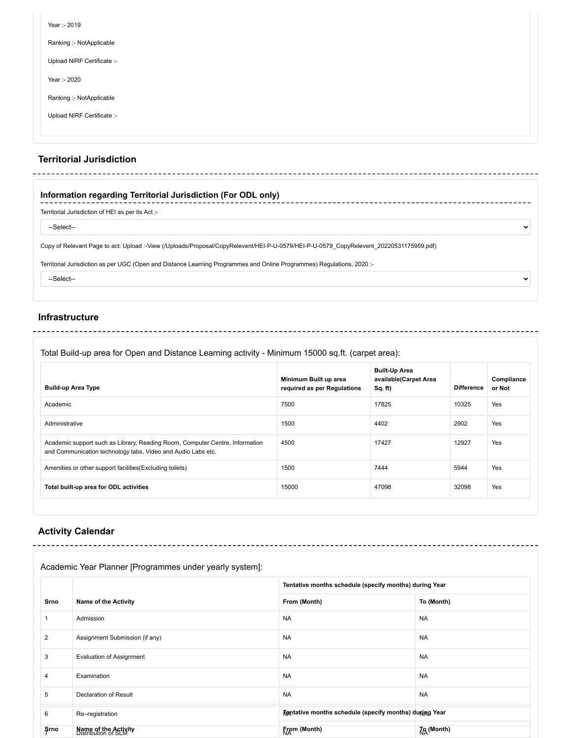Year :- 2019

Ranking :- NotApplicable

Upload NIRF Certificate :-

Year :- 2020

Ranking :- NotApplicable

Upload NIRF Certificate :-

## Territorial Jurisdiction

### Information regarding Territorial Jurisdiction (For ODL only)

Territorial Jurisdiction of HEI as per its Act :-

--Select--

Copy of Relevant Page to act: Upload :-View (/Uploads/Proposal/CopyRelevent/HEI-P-U-0579/HEI-P-U-0579_CopyRelevent_20220531175959.pdf)

Territorial Jurisdiction as per UGC (Open and Distance Learning Programmes and Online Programmes) Regulations, 2020 :-

--Select--

## Infrastructure

Total Build-up area for Open and Distance Learning activity - Minimum 15000 sq.ft. (carpet area):

| Build-up Area Type | Minimum Built up area required as per Regulations | Built-Up Area available(Carpet Area Sq. ft) | Difference | Compliance or Not |
|---|---|---|---|---|
| Academic | 7500 | 17825 | 10325 | Yes |
| Administrative | 1500 | 4402 | 2902 | Yes |
| Academic support such as Library, Reading Room, Computer Centre, Information and Communication technology labs, Video and Audio Labs etc. | 4500 | 17427 | 12927 | Yes |
| Amenities or other support facilities(Excluding toilets) | 1500 | 7444 | 5944 | Yes |
| **Total built-up area for ODL activities** | 15000 | 47098 | 32098 | Yes |

## Activity Calendar

Academic Year Planner [Programmes under yearly system]:

| | | Tentative months schedule (specify months) during Year | |
|---|---|---|---|
| **Srno** | **Name of the Activity** | **From (Month)** | **To (Month)** |
| 1 | Admission | NA | NA |
| 2 | Assignment Submission (if any) | NA | NA |
| 3 | Evaluation of Assignment | NA | NA |
| 4 | Examination | NA | NA |
| 5 | Declaration of Result | NA | NA |
| 6 | Re–registration | NA | NA |
| 7 | Distribution of SLM | NA | NA |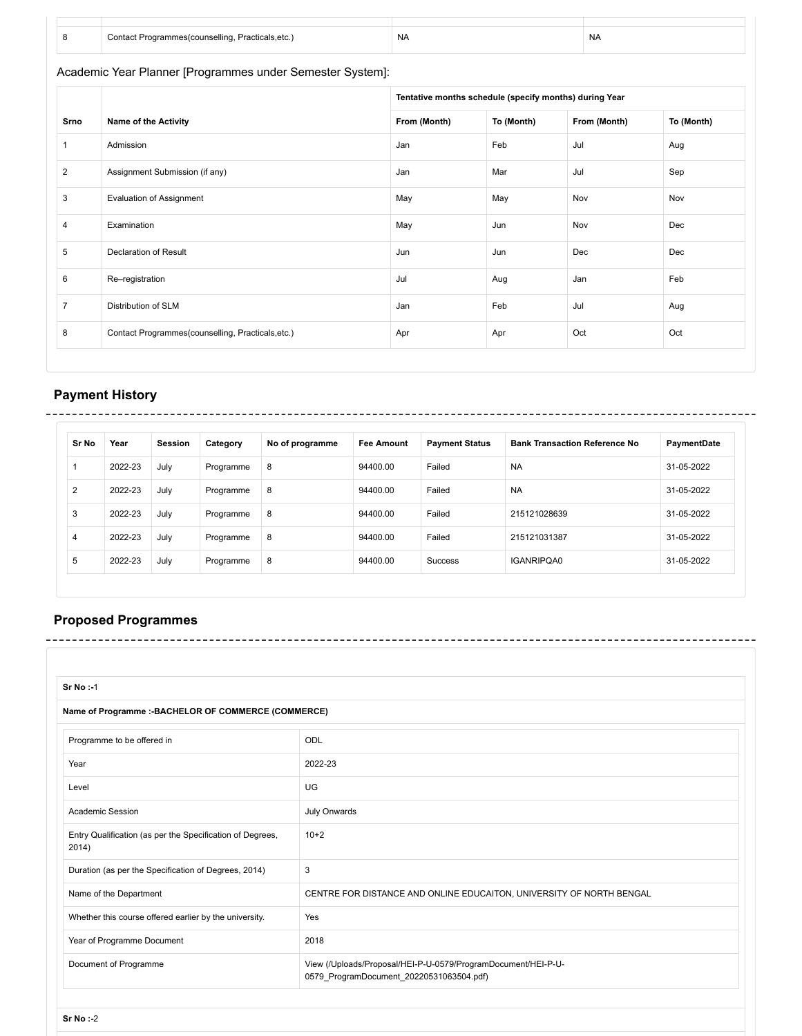| 8 | Contact Programmes(counselling, Practicals,etc.) | NA | NA |
|---|---|---|---|

Academic Year Planner [Programmes under Semester System]:

| | | Tentative months schedule (specify months) during Year | | | |
|---|---|---|---|---|---|
| Srno | Name of the Activity | From (Month) | To (Month) | From (Month) | To (Month) |
| 1 | Admission | Jan | Feb | Jul | Aug |
| 2 | Assignment Submission (if any) | Jan | Mar | Jul | Sep |
| 3 | Evaluation of Assignment | May | May | Nov | Nov |
| 4 | Examination | May | Jun | Nov | Dec |
| 5 | Declaration of Result | Jun | Jun | Dec | Dec |
| 6 | Re–registration | Jul | Aug | Jan | Feb |
| 7 | Distribution of SLM | Jan | Feb | Jul | Aug |
| 8 | Contact Programmes(counselling, Practicals,etc.) | Apr | Apr | Oct | Oct |

## Payment History

| Sr No | Year | Session | Category | No of programme | Fee Amount | Payment Status | Bank Transaction Reference No | PaymentDate |
|---|---|---|---|---|---|---|---|---|
| 1 | 2022-23 | July | Programme | 8 | 94400.00 | Failed | NA | 31-05-2022 |
| 2 | 2022-23 | July | Programme | 8 | 94400.00 | Failed | NA | 31-05-2022 |
| 3 | 2022-23 | July | Programme | 8 | 94400.00 | Failed | 215121028639 | 31-05-2022 |
| 4 | 2022-23 | July | Programme | 8 | 94400.00 | Failed | 215121031387 | 31-05-2022 |
| 5 | 2022-23 | July | Programme | 8 | 94400.00 | Success | IGANRIPQA0 | 31-05-2022 |

## Proposed Programmes

**Sr No :-**1

**Name of Programme :-BACHELOR OF COMMERCE (COMMERCE)**

| Programme to be offered in | ODL |
|---|---|
| Year | 2022-23 |
| Level | UG |
| Academic Session | July Onwards |
| Entry Qualification (as per the Specification of Degrees, 2014) | 10+2 |
| Duration (as per the Specification of Degrees, 2014) | 3 |
| Name of the Department | CENTRE FOR DISTANCE AND ONLINE EDUCAITON, UNIVERSITY OF NORTH BENGAL |
| Whether this course offered earlier by the university. | Yes |
| Year of Programme Document | 2018 |
| Document of Programme | View (/Uploads/Proposal/HEI-P-U-0579/ProgramDocument/HEI-P-U-0579_ProgramDocument_20220531063504.pdf) |

**Sr No :-**2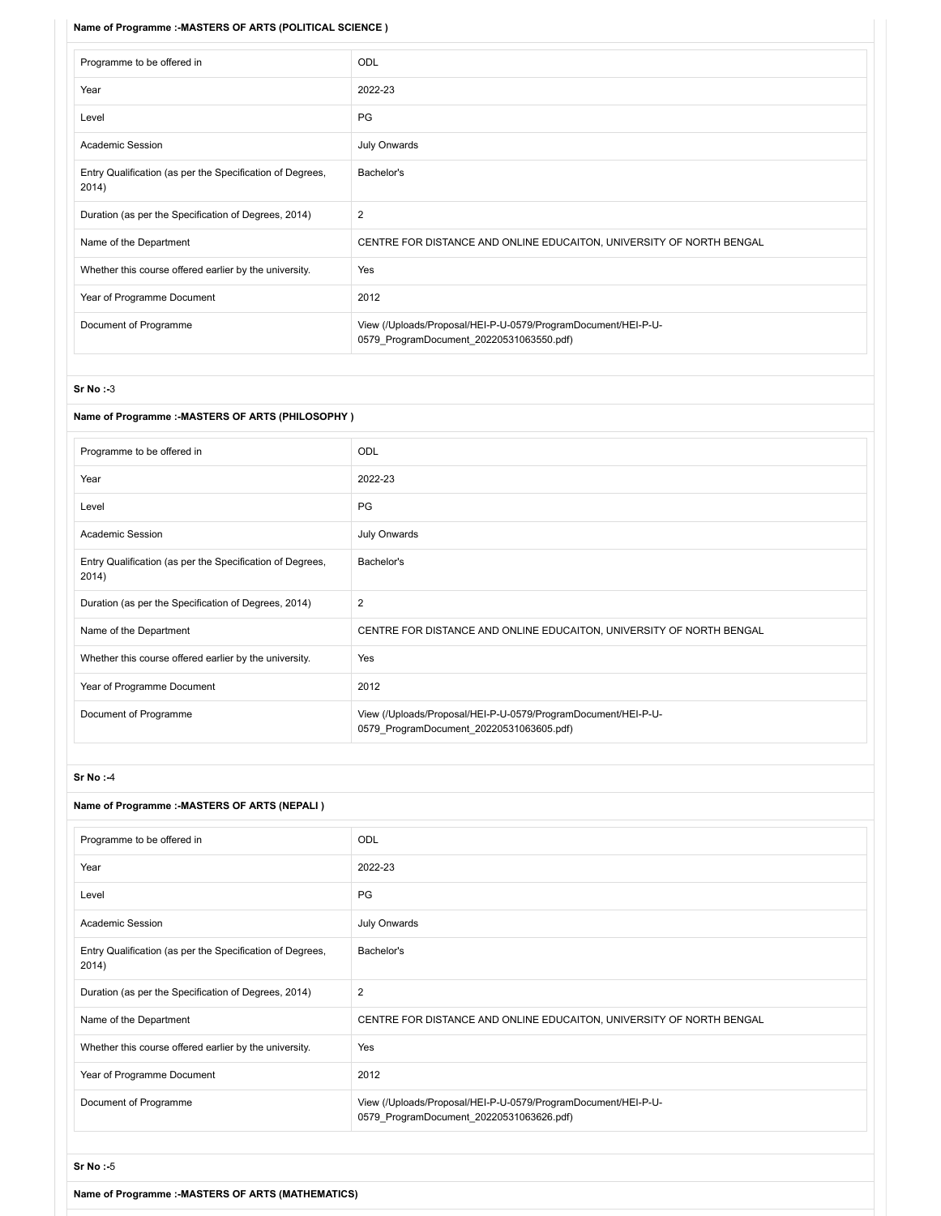**Name of Programme :-MASTERS OF ARTS (POLITICAL SCIENCE )**

| | |
|---|---|
| Programme to be offered in | ODL |
| Year | 2022-23 |
| Level | PG |
| Academic Session | July Onwards |
| Entry Qualification (as per the Specification of Degrees, 2014) | Bachelor's |
| Duration (as per the Specification of Degrees, 2014) | 2 |
| Name of the Department | CENTRE FOR DISTANCE AND ONLINE EDUCAITON, UNIVERSITY OF NORTH BENGAL |
| Whether this course offered earlier by the university. | Yes |
| Year of Programme Document | 2012 |
| Document of Programme | View (/Uploads/Proposal/HEI-P-U-0579/ProgramDocument/HEI-P-U-0579_ProgramDocument_20220531063550.pdf) |

**Sr No :-**3

**Name of Programme :-MASTERS OF ARTS (PHILOSOPHY )**

| | |
|---|---|
| Programme to be offered in | ODL |
| Year | 2022-23 |
| Level | PG |
| Academic Session | July Onwards |
| Entry Qualification (as per the Specification of Degrees, 2014) | Bachelor's |
| Duration (as per the Specification of Degrees, 2014) | 2 |
| Name of the Department | CENTRE FOR DISTANCE AND ONLINE EDUCAITON, UNIVERSITY OF NORTH BENGAL |
| Whether this course offered earlier by the university. | Yes |
| Year of Programme Document | 2012 |
| Document of Programme | View (/Uploads/Proposal/HEI-P-U-0579/ProgramDocument/HEI-P-U-0579_ProgramDocument_20220531063605.pdf) |

**Sr No :-**4

**Name of Programme :-MASTERS OF ARTS (NEPALI )**

| | |
|---|---|
| Programme to be offered in | ODL |
| Year | 2022-23 |
| Level | PG |
| Academic Session | July Onwards |
| Entry Qualification (as per the Specification of Degrees, 2014) | Bachelor's |
| Duration (as per the Specification of Degrees, 2014) | 2 |
| Name of the Department | CENTRE FOR DISTANCE AND ONLINE EDUCAITON, UNIVERSITY OF NORTH BENGAL |
| Whether this course offered earlier by the university. | Yes |
| Year of Programme Document | 2012 |
| Document of Programme | View (/Uploads/Proposal/HEI-P-U-0579/ProgramDocument/HEI-P-U-0579_ProgramDocument_20220531063626.pdf) |

**Sr No :-**5

**Name of Programme :-MASTERS OF ARTS (MATHEMATICS)**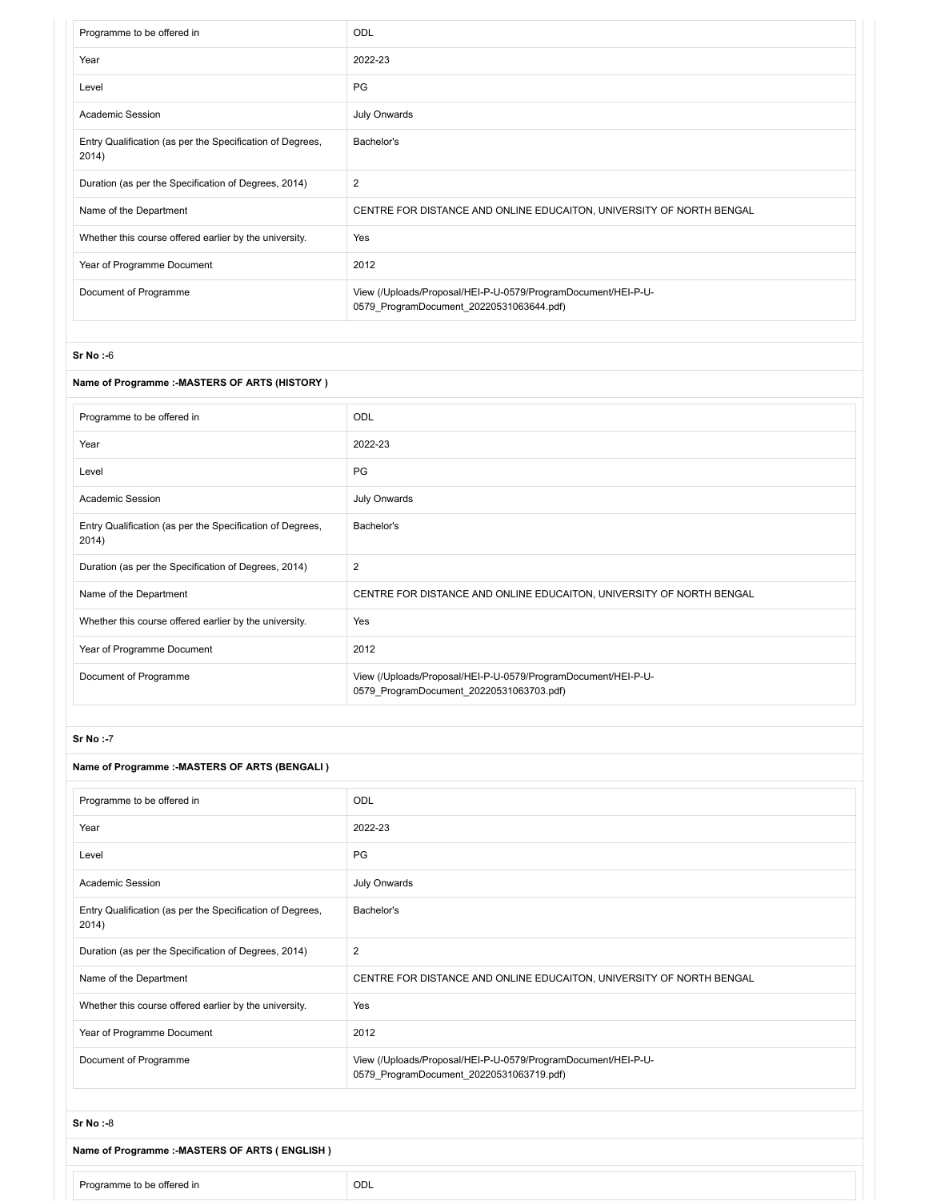| Programme to be offered in | ODL |
| --- | --- |
| Year | 2022-23 |
| Level | PG |
| Academic Session | July Onwards |
| Entry Qualification (as per the Specification of Degrees, 2014) | Bachelor's |
| Duration (as per the Specification of Degrees, 2014) | 2 |
| Name of the Department | CENTRE FOR DISTANCE AND ONLINE EDUCAITON, UNIVERSITY OF NORTH BENGAL |
| Whether this course offered earlier by the university. | Yes |
| Year of Programme Document | 2012 |
| Document of Programme | View (/Uploads/Proposal/HEI-P-U-0579/ProgramDocument/HEI-P-U-0579_ProgramDocument_20220531063644.pdf) |

**Sr No :-**6

**Name of Programme :-MASTERS OF ARTS (HISTORY )**

| Programme to be offered in | ODL |
| --- | --- |
| Year | 2022-23 |
| Level | PG |
| Academic Session | July Onwards |
| Entry Qualification (as per the Specification of Degrees, 2014) | Bachelor's |
| Duration (as per the Specification of Degrees, 2014) | 2 |
| Name of the Department | CENTRE FOR DISTANCE AND ONLINE EDUCAITON, UNIVERSITY OF NORTH BENGAL |
| Whether this course offered earlier by the university. | Yes |
| Year of Programme Document | 2012 |
| Document of Programme | View (/Uploads/Proposal/HEI-P-U-0579/ProgramDocument/HEI-P-U-0579_ProgramDocument_20220531063703.pdf) |

**Sr No :-**7

**Name of Programme :-MASTERS OF ARTS (BENGALI )**

| Programme to be offered in | ODL |
| --- | --- |
| Year | 2022-23 |
| Level | PG |
| Academic Session | July Onwards |
| Entry Qualification (as per the Specification of Degrees, 2014) | Bachelor's |
| Duration (as per the Specification of Degrees, 2014) | 2 |
| Name of the Department | CENTRE FOR DISTANCE AND ONLINE EDUCAITON, UNIVERSITY OF NORTH BENGAL |
| Whether this course offered earlier by the university. | Yes |
| Year of Programme Document | 2012 |
| Document of Programme | View (/Uploads/Proposal/HEI-P-U-0579/ProgramDocument/HEI-P-U-0579_ProgramDocument_20220531063719.pdf) |

**Sr No :-**8

**Name of Programme :-MASTERS OF ARTS ( ENGLISH )**

| Programme to be offered in | ODL |
| --- | --- |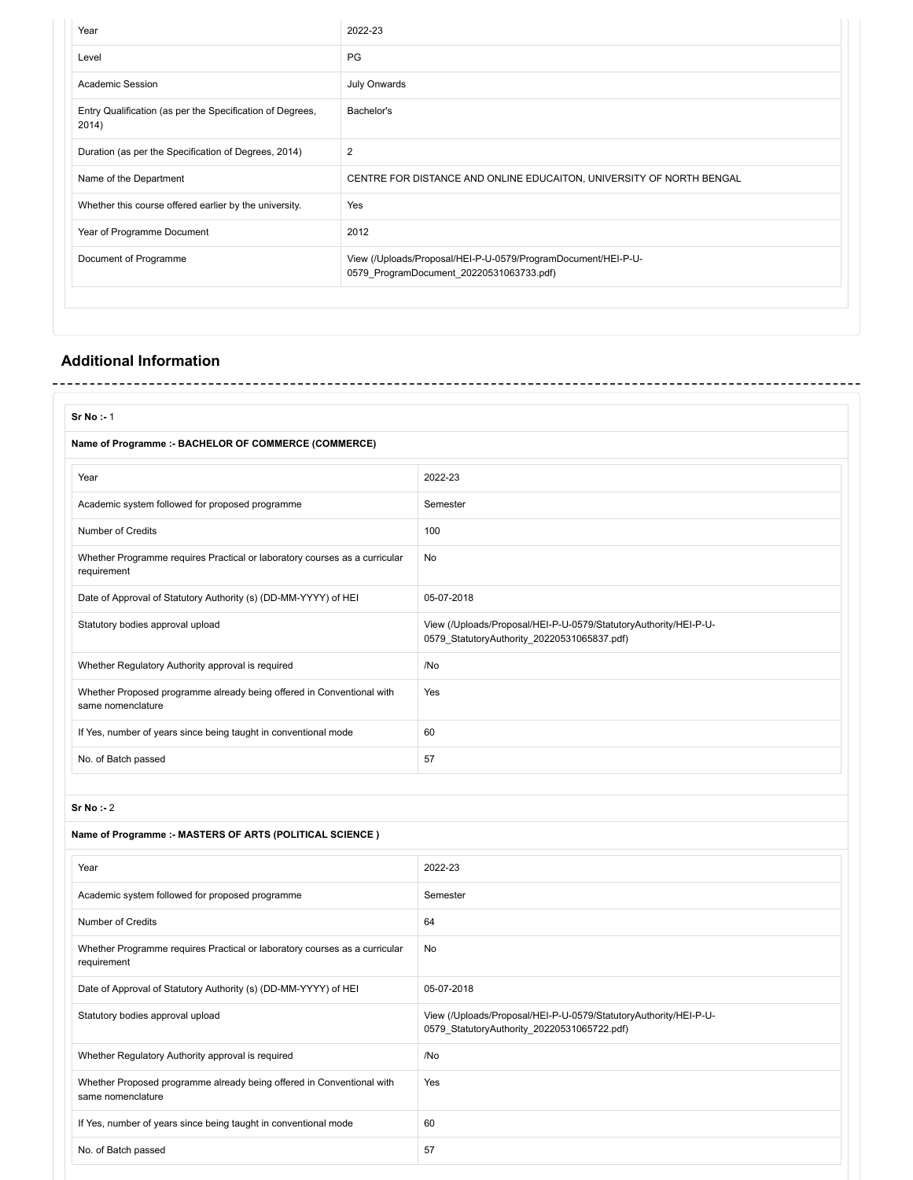| | |
|---|---|
| Year | 2022-23 |
| Level | PG |
| Academic Session | July Onwards |
| Entry Qualification (as per the Specification of Degrees, 2014) | Bachelor's |
| Duration (as per the Specification of Degrees, 2014) | 2 |
| Name of the Department | CENTRE FOR DISTANCE AND ONLINE EDUCAITON, UNIVERSITY OF NORTH BENGAL |
| Whether this course offered earlier by the university. | Yes |
| Year of Programme Document | 2012 |
| Document of Programme | View (/Uploads/Proposal/HEI-P-U-0579/ProgramDocument/HEI-P-U-0579_ProgramDocument_20220531063733.pdf) |

## Additional Information

**Sr No :-** 1

**Name of Programme :- BACHELOR OF COMMERCE (COMMERCE)**

| | |
|---|---|
| Year | 2022-23 |
| Academic system followed for proposed programme | Semester |
| Number of Credits | 100 |
| Whether Programme requires Practical or laboratory courses as a curricular requirement | No |
| Date of Approval of Statutory Authority (s) (DD-MM-YYYY) of HEI | 05-07-2018 |
| Statutory bodies approval upload | View (/Uploads/Proposal/HEI-P-U-0579/StatutoryAuthority/HEI-P-U-0579_StatutoryAuthority_20220531065837.pdf) |
| Whether Regulatory Authority approval is required | /No |
| Whether Proposed programme already being offered in Conventional with same nomenclature | Yes |
| If Yes, number of years since being taught in conventional mode | 60 |
| No. of Batch passed | 57 |

**Sr No :-** 2

**Name of Programme :- MASTERS OF ARTS (POLITICAL SCIENCE )**

| | |
|---|---|
| Year | 2022-23 |
| Academic system followed for proposed programme | Semester |
| Number of Credits | 64 |
| Whether Programme requires Practical or laboratory courses as a curricular requirement | No |
| Date of Approval of Statutory Authority (s) (DD-MM-YYYY) of HEI | 05-07-2018 |
| Statutory bodies approval upload | View (/Uploads/Proposal/HEI-P-U-0579/StatutoryAuthority/HEI-P-U-0579_StatutoryAuthority_20220531065722.pdf) |
| Whether Regulatory Authority approval is required | /No |
| Whether Proposed programme already being offered in Conventional with same nomenclature | Yes |
| If Yes, number of years since being taught in conventional mode | 60 |
| No. of Batch passed | 57 |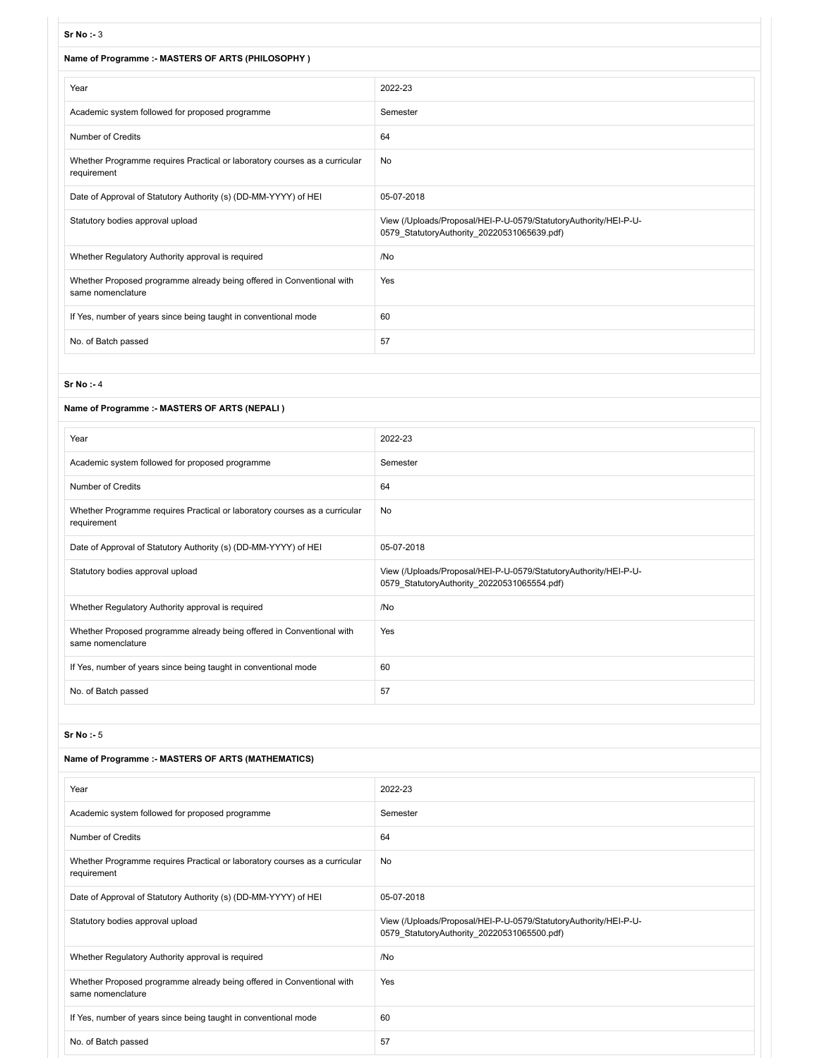**Sr No :-** 3

**Name of Programme :- MASTERS OF ARTS (PHILOSOPHY )**

| | |
|---|---|
| Year | 2022-23 |
| Academic system followed for proposed programme | Semester |
| Number of Credits | 64 |
| Whether Programme requires Practical or laboratory courses as a curricular requirement | No |
| Date of Approval of Statutory Authority (s) (DD-MM-YYYY) of HEI | 05-07-2018 |
| Statutory bodies approval upload | View (/Uploads/Proposal/HEI-P-U-0579/StatutoryAuthority/HEI-P-U-0579_StatutoryAuthority_20220531065639.pdf) |
| Whether Regulatory Authority approval is required | /No |
| Whether Proposed programme already being offered in Conventional with same nomenclature | Yes |
| If Yes, number of years since being taught in conventional mode | 60 |
| No. of Batch passed | 57 |

**Sr No :-** 4

**Name of Programme :- MASTERS OF ARTS (NEPALI )**

| | |
|---|---|
| Year | 2022-23 |
| Academic system followed for proposed programme | Semester |
| Number of Credits | 64 |
| Whether Programme requires Practical or laboratory courses as a curricular requirement | No |
| Date of Approval of Statutory Authority (s) (DD-MM-YYYY) of HEI | 05-07-2018 |
| Statutory bodies approval upload | View (/Uploads/Proposal/HEI-P-U-0579/StatutoryAuthority/HEI-P-U-0579_StatutoryAuthority_20220531065554.pdf) |
| Whether Regulatory Authority approval is required | /No |
| Whether Proposed programme already being offered in Conventional with same nomenclature | Yes |
| If Yes, number of years since being taught in conventional mode | 60 |
| No. of Batch passed | 57 |

**Sr No :-** 5

**Name of Programme :- MASTERS OF ARTS (MATHEMATICS)**

| | |
|---|---|
| Year | 2022-23 |
| Academic system followed for proposed programme | Semester |
| Number of Credits | 64 |
| Whether Programme requires Practical or laboratory courses as a curricular requirement | No |
| Date of Approval of Statutory Authority (s) (DD-MM-YYYY) of HEI | 05-07-2018 |
| Statutory bodies approval upload | View (/Uploads/Proposal/HEI-P-U-0579/StatutoryAuthority/HEI-P-U-0579_StatutoryAuthority_20220531065500.pdf) |
| Whether Regulatory Authority approval is required | /No |
| Whether Proposed programme already being offered in Conventional with same nomenclature | Yes |
| If Yes, number of years since being taught in conventional mode | 60 |
| No. of Batch passed | 57 |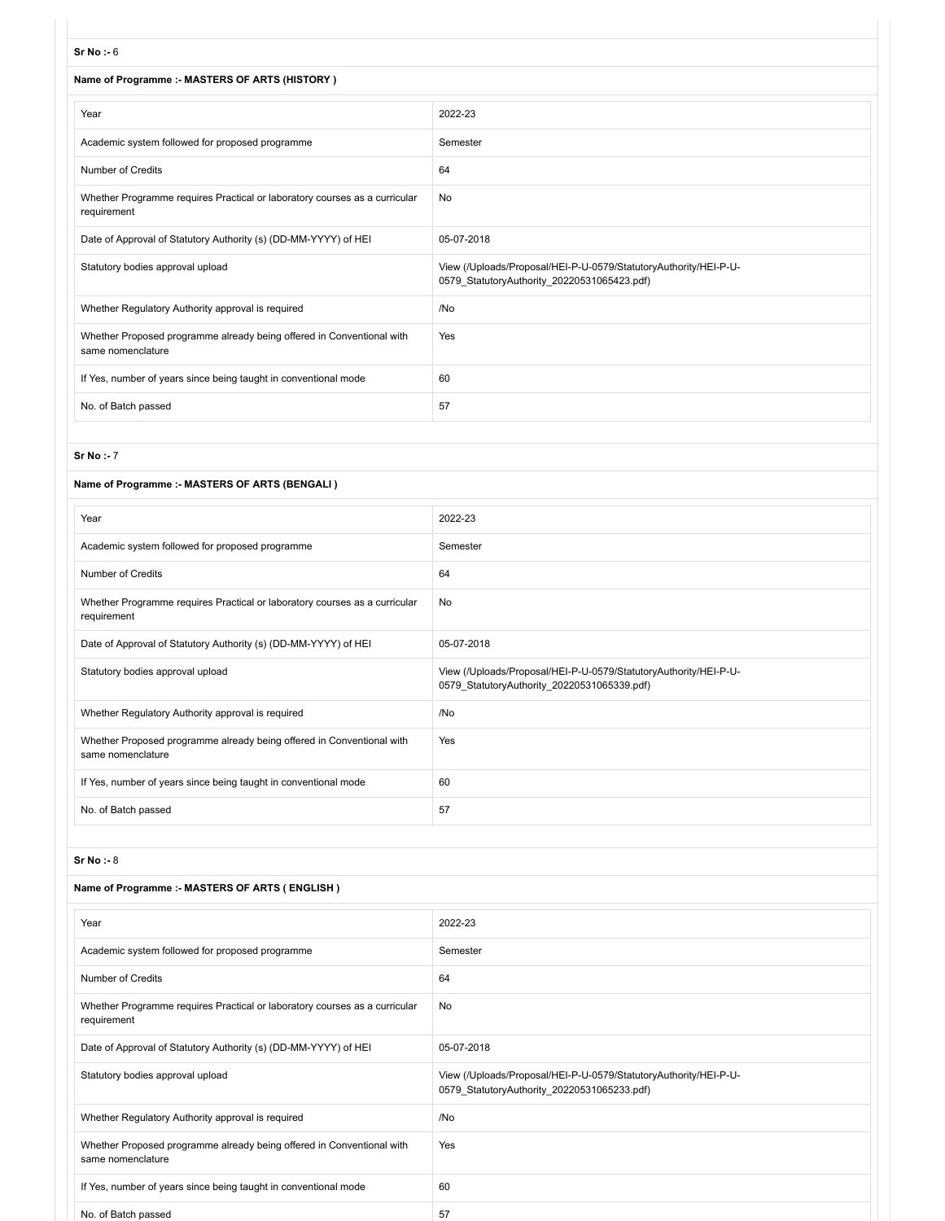**Sr No :-** 6

**Name of Programme :- MASTERS OF ARTS (HISTORY )**

| | |
|---|---|
| Year | 2022-23 |
| Academic system followed for proposed programme | Semester |
| Number of Credits | 64 |
| Whether Programme requires Practical or laboratory courses as a curricular requirement | No |
| Date of Approval of Statutory Authority (s) (DD-MM-YYYY) of HEI | 05-07-2018 |
| Statutory bodies approval upload | View (/Uploads/Proposal/HEI-P-U-0579/StatutoryAuthority/HEI-P-U-0579_StatutoryAuthority_20220531065423.pdf) |
| Whether Regulatory Authority approval is required | /No |
| Whether Proposed programme already being offered in Conventional with same nomenclature | Yes |
| If Yes, number of years since being taught in conventional mode | 60 |
| No. of Batch passed | 57 |

**Sr No :-** 7

**Name of Programme :- MASTERS OF ARTS (BENGALI )**

| | |
|---|---|
| Year | 2022-23 |
| Academic system followed for proposed programme | Semester |
| Number of Credits | 64 |
| Whether Programme requires Practical or laboratory courses as a curricular requirement | No |
| Date of Approval of Statutory Authority (s) (DD-MM-YYYY) of HEI | 05-07-2018 |
| Statutory bodies approval upload | View (/Uploads/Proposal/HEI-P-U-0579/StatutoryAuthority/HEI-P-U-0579_StatutoryAuthority_20220531065339.pdf) |
| Whether Regulatory Authority approval is required | /No |
| Whether Proposed programme already being offered in Conventional with same nomenclature | Yes |
| If Yes, number of years since being taught in conventional mode | 60 |
| No. of Batch passed | 57 |

**Sr No :-** 8

**Name of Programme :- MASTERS OF ARTS ( ENGLISH )**

| | |
|---|---|
| Year | 2022-23 |
| Academic system followed for proposed programme | Semester |
| Number of Credits | 64 |
| Whether Programme requires Practical or laboratory courses as a curricular requirement | No |
| Date of Approval of Statutory Authority (s) (DD-MM-YYYY) of HEI | 05-07-2018 |
| Statutory bodies approval upload | View (/Uploads/Proposal/HEI-P-U-0579/StatutoryAuthority/HEI-P-U-0579_StatutoryAuthority_20220531065233.pdf) |
| Whether Regulatory Authority approval is required | /No |
| Whether Proposed programme already being offered in Conventional with same nomenclature | Yes |
| If Yes, number of years since being taught in conventional mode | 60 |
| No. of Batch passed | 57 |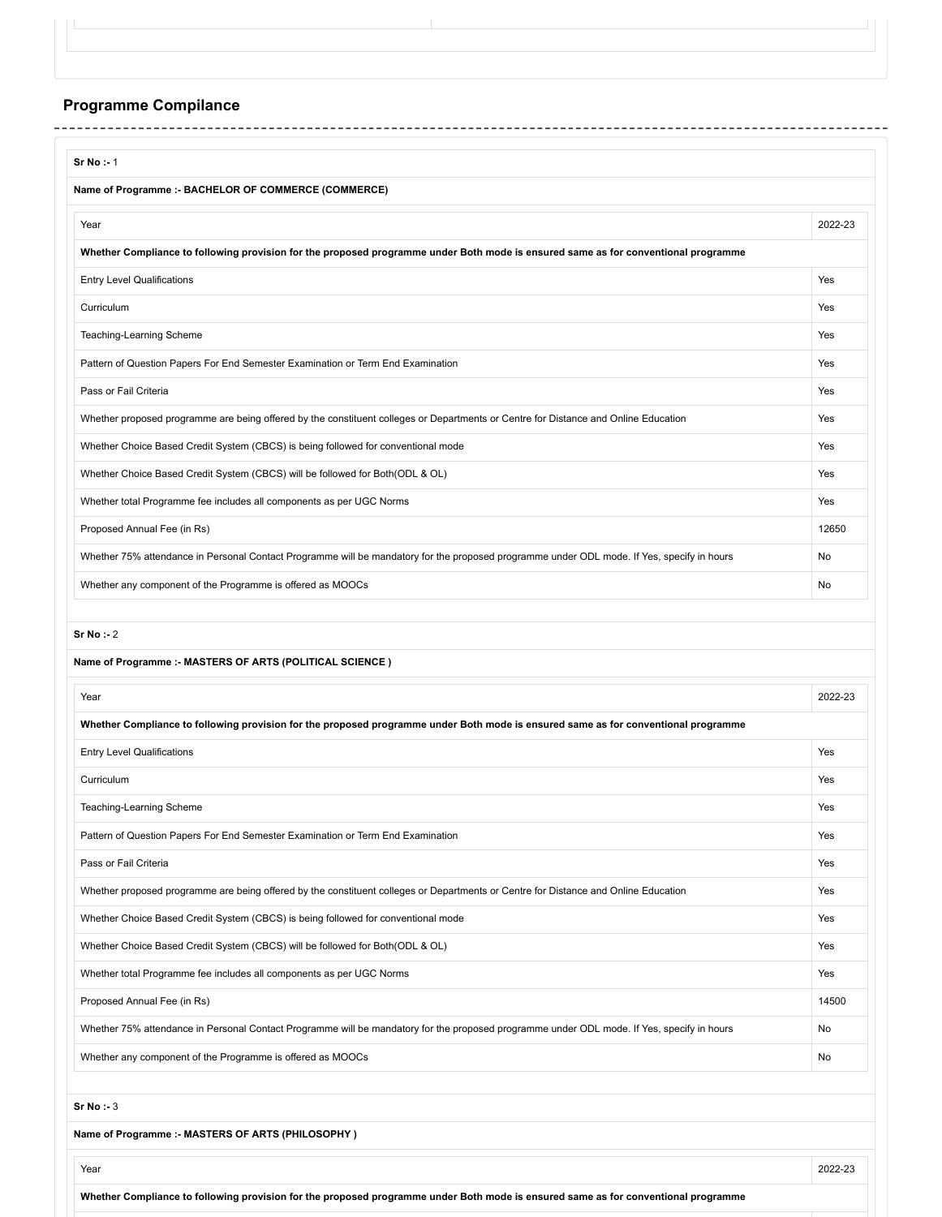## Programme Compilance

**Sr No :-** 1

**Name of Programme :- BACHELOR OF COMMERCE (COMMERCE)**

| Year | 2022-23 |
|---|---|
| **Whether Compliance to following provision for the proposed programme under Both mode is ensured same as for conventional programme** | |
| Entry Level Qualifications | Yes |
| Curriculum | Yes |
| Teaching-Learning Scheme | Yes |
| Pattern of Question Papers For End Semester Examination or Term End Examination | Yes |
| Pass or Fail Criteria | Yes |
| Whether proposed programme are being offered by the constituent colleges or Departments or Centre for Distance and Online Education | Yes |
| Whether Choice Based Credit System (CBCS) is being followed for conventional mode | Yes |
| Whether Choice Based Credit System (CBCS) will be followed for Both(ODL & OL) | Yes |
| Whether total Programme fee includes all components as per UGC Norms | Yes |
| Proposed Annual Fee (in Rs) | 12650 |
| Whether 75% attendance in Personal Contact Programme will be mandatory for the proposed programme under ODL mode. If Yes, specify in hours | No |
| Whether any component of the Programme is offered as MOOCs | No |

**Sr No :-** 2

**Name of Programme :- MASTERS OF ARTS (POLITICAL SCIENCE )**

| Year | 2022-23 |
|---|---|
| **Whether Compliance to following provision for the proposed programme under Both mode is ensured same as for conventional programme** | |
| Entry Level Qualifications | Yes |
| Curriculum | Yes |
| Teaching-Learning Scheme | Yes |
| Pattern of Question Papers For End Semester Examination or Term End Examination | Yes |
| Pass or Fail Criteria | Yes |
| Whether proposed programme are being offered by the constituent colleges or Departments or Centre for Distance and Online Education | Yes |
| Whether Choice Based Credit System (CBCS) is being followed for conventional mode | Yes |
| Whether Choice Based Credit System (CBCS) will be followed for Both(ODL & OL) | Yes |
| Whether total Programme fee includes all components as per UGC Norms | Yes |
| Proposed Annual Fee (in Rs) | 14500 |
| Whether 75% attendance in Personal Contact Programme will be mandatory for the proposed programme under ODL mode. If Yes, specify in hours | No |
| Whether any component of the Programme is offered as MOOCs | No |

**Sr No :-** 3

**Name of Programme :- MASTERS OF ARTS (PHILOSOPHY )**

| Year | 2022-23 |
|---|---|
| **Whether Compliance to following provision for the proposed programme under Both mode is ensured same as for conventional programme** | |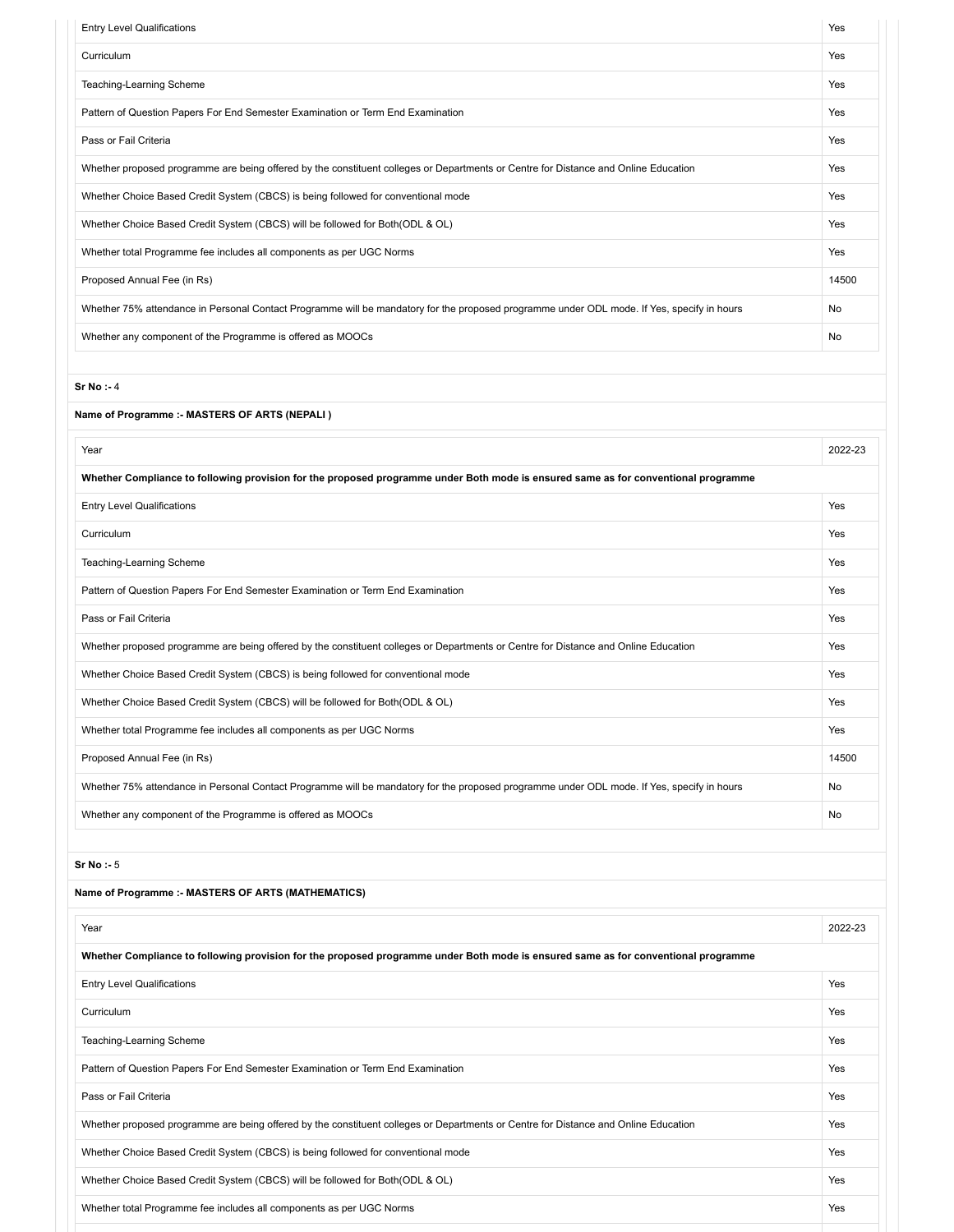| | |
|---|---|
| Entry Level Qualifications | Yes |
| Curriculum | Yes |
| Teaching-Learning Scheme | Yes |
| Pattern of Question Papers For End Semester Examination or Term End Examination | Yes |
| Pass or Fail Criteria | Yes |
| Whether proposed programme are being offered by the constituent colleges or Departments or Centre for Distance and Online Education | Yes |
| Whether Choice Based Credit System (CBCS) is being followed for conventional mode | Yes |
| Whether Choice Based Credit System (CBCS) will be followed for Both(ODL & OL) | Yes |
| Whether total Programme fee includes all components as per UGC Norms | Yes |
| Proposed Annual Fee (in Rs) | 14500 |
| Whether 75% attendance in Personal Contact Programme will be mandatory for the proposed programme under ODL mode. If Yes, specify in hours | No |
| Whether any component of the Programme is offered as MOOCs | No |

**Sr No :-** 4

**Name of Programme :- MASTERS OF ARTS (NEPALI )**

| Year | 2022-23 |
|---|---|
| **Whether Compliance to following provision for the proposed programme under Both mode is ensured same as for conventional programme** | |
| Entry Level Qualifications | Yes |
| Curriculum | Yes |
| Teaching-Learning Scheme | Yes |
| Pattern of Question Papers For End Semester Examination or Term End Examination | Yes |
| Pass or Fail Criteria | Yes |
| Whether proposed programme are being offered by the constituent colleges or Departments or Centre for Distance and Online Education | Yes |
| Whether Choice Based Credit System (CBCS) is being followed for conventional mode | Yes |
| Whether Choice Based Credit System (CBCS) will be followed for Both(ODL & OL) | Yes |
| Whether total Programme fee includes all components as per UGC Norms | Yes |
| Proposed Annual Fee (in Rs) | 14500 |
| Whether 75% attendance in Personal Contact Programme will be mandatory for the proposed programme under ODL mode. If Yes, specify in hours | No |
| Whether any component of the Programme is offered as MOOCs | No |

**Sr No :-** 5

**Name of Programme :- MASTERS OF ARTS (MATHEMATICS)**

| Year | 2022-23 |
|---|---|
| **Whether Compliance to following provision for the proposed programme under Both mode is ensured same as for conventional programme** | |
| Entry Level Qualifications | Yes |
| Curriculum | Yes |
| Teaching-Learning Scheme | Yes |
| Pattern of Question Papers For End Semester Examination or Term End Examination | Yes |
| Pass or Fail Criteria | Yes |
| Whether proposed programme are being offered by the constituent colleges or Departments or Centre for Distance and Online Education | Yes |
| Whether Choice Based Credit System (CBCS) is being followed for conventional mode | Yes |
| Whether Choice Based Credit System (CBCS) will be followed for Both(ODL & OL) | Yes |
| Whether total Programme fee includes all components as per UGC Norms | Yes |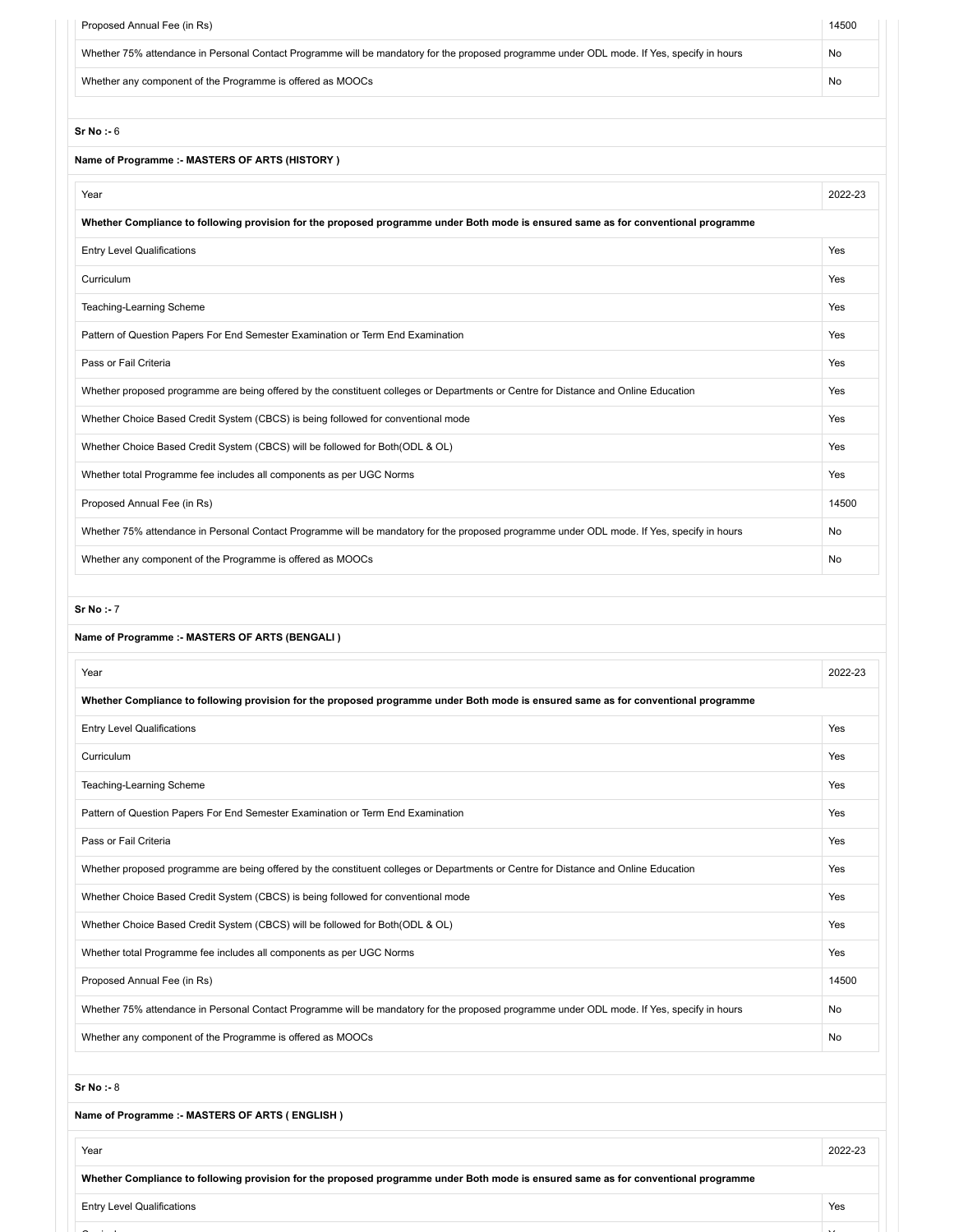| | |
|---|---|
| Proposed Annual Fee (in Rs) | 14500 |
| Whether 75% attendance in Personal Contact Programme will be mandatory for the proposed programme under ODL mode. If Yes, specify in hours | No |
| Whether any component of the Programme is offered as MOOCs | No |

**Sr No :-** 6

**Name of Programme :- MASTERS OF ARTS (HISTORY )**

| Year | 2022-23 |
|---|---|
| **Whether Compliance to following provision for the proposed programme under Both mode is ensured same as for conventional programme** | |
| Entry Level Qualifications | Yes |
| Curriculum | Yes |
| Teaching-Learning Scheme | Yes |
| Pattern of Question Papers For End Semester Examination or Term End Examination | Yes |
| Pass or Fail Criteria | Yes |
| Whether proposed programme are being offered by the constituent colleges or Departments or Centre for Distance and Online Education | Yes |
| Whether Choice Based Credit System (CBCS) is being followed for conventional mode | Yes |
| Whether Choice Based Credit System (CBCS) will be followed for Both(ODL & OL) | Yes |
| Whether total Programme fee includes all components as per UGC Norms | Yes |
| Proposed Annual Fee (in Rs) | 14500 |
| Whether 75% attendance in Personal Contact Programme will be mandatory for the proposed programme under ODL mode. If Yes, specify in hours | No |
| Whether any component of the Programme is offered as MOOCs | No |

**Sr No :-** 7

**Name of Programme :- MASTERS OF ARTS (BENGALI )**

| Year | 2022-23 |
|---|---|
| **Whether Compliance to following provision for the proposed programme under Both mode is ensured same as for conventional programme** | |
| Entry Level Qualifications | Yes |
| Curriculum | Yes |
| Teaching-Learning Scheme | Yes |
| Pattern of Question Papers For End Semester Examination or Term End Examination | Yes |
| Pass or Fail Criteria | Yes |
| Whether proposed programme are being offered by the constituent colleges or Departments or Centre for Distance and Online Education | Yes |
| Whether Choice Based Credit System (CBCS) is being followed for conventional mode | Yes |
| Whether Choice Based Credit System (CBCS) will be followed for Both(ODL & OL) | Yes |
| Whether total Programme fee includes all components as per UGC Norms | Yes |
| Proposed Annual Fee (in Rs) | 14500 |
| Whether 75% attendance in Personal Contact Programme will be mandatory for the proposed programme under ODL mode. If Yes, specify in hours | No |
| Whether any component of the Programme is offered as MOOCs | No |

**Sr No :-** 8

**Name of Programme :- MASTERS OF ARTS ( ENGLISH )**

| Year | 2022-23 |
|---|---|
| **Whether Compliance to following provision for the proposed programme under Both mode is ensured same as for conventional programme** | |
| Entry Level Qualifications | Yes |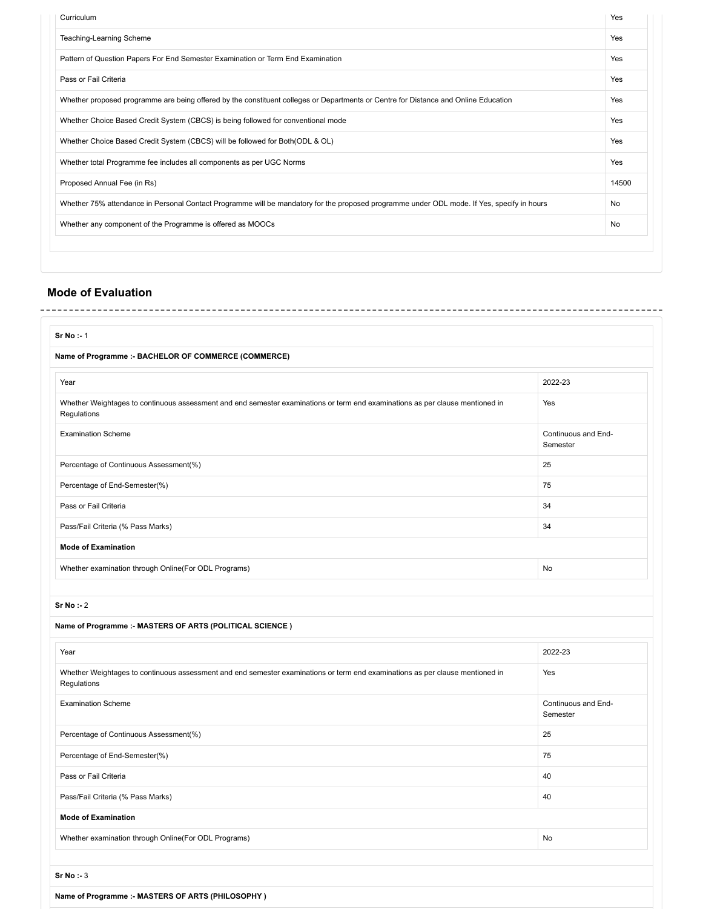| | |
|---|---|
| Curriculum | Yes |
| Teaching-Learning Scheme | Yes |
| Pattern of Question Papers For End Semester Examination or Term End Examination | Yes |
| Pass or Fail Criteria | Yes |
| Whether proposed programme are being offered by the constituent colleges or Departments or Centre for Distance and Online Education | Yes |
| Whether Choice Based Credit System (CBCS) is being followed for conventional mode | Yes |
| Whether Choice Based Credit System (CBCS) will be followed for Both(ODL & OL) | Yes |
| Whether total Programme fee includes all components as per UGC Norms | Yes |
| Proposed Annual Fee (in Rs) | 14500 |
| Whether 75% attendance in Personal Contact Programme will be mandatory for the proposed programme under ODL mode. If Yes, specify in hours | No |
| Whether any component of the Programme is offered as MOOCs | No |

## Mode of Evaluation

**Sr No :-** 1

**Name of Programme :- BACHELOR OF COMMERCE (COMMERCE)**

| | |
|---|---|
| Year | 2022-23 |
| Whether Weightages to continuous assessment and end semester examinations or term end examinations as per clause mentioned in Regulations | Yes |
| Examination Scheme | Continuous and End-Semester |
| Percentage of Continuous Assessment(%) | 25 |
| Percentage of End-Semester(%) | 75 |
| Pass or Fail Criteria | 34 |
| Pass/Fail Criteria (% Pass Marks) | 34 |
| **Mode of Examination** | |
| Whether examination through Online(For ODL Programs) | No |

**Sr No :-** 2

**Name of Programme :- MASTERS OF ARTS (POLITICAL SCIENCE )**

| | |
|---|---|
| Year | 2022-23 |
| Whether Weightages to continuous assessment and end semester examinations or term end examinations as per clause mentioned in Regulations | Yes |
| Examination Scheme | Continuous and End-Semester |
| Percentage of Continuous Assessment(%) | 25 |
| Percentage of End-Semester(%) | 75 |
| Pass or Fail Criteria | 40 |
| Pass/Fail Criteria (% Pass Marks) | 40 |
| **Mode of Examination** | |
| Whether examination through Online(For ODL Programs) | No |

**Sr No :-** 3

**Name of Programme :- MASTERS OF ARTS (PHILOSOPHY )**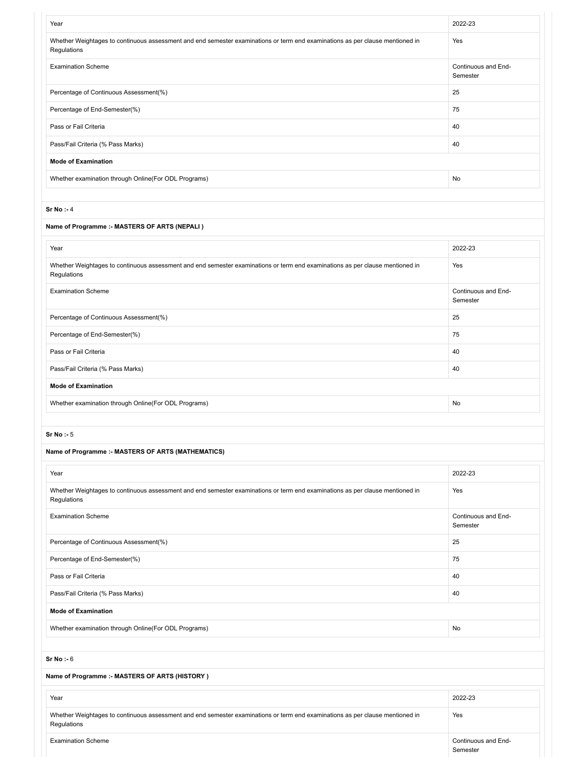| Year | 2022-23 |
|---|---|
| Whether Weightages to continuous assessment and end semester examinations or term end examinations as per clause mentioned in Regulations | Yes |
| Examination Scheme | Continuous and End-Semester |
| Percentage of Continuous Assessment(%) | 25 |
| Percentage of End-Semester(%) | 75 |
| Pass or Fail Criteria | 40 |
| Pass/Fail Criteria (% Pass Marks) | 40 |
| **Mode of Examination** | |
| Whether examination through Online(For ODL Programs) | No |

**Sr No :-** 4

**Name of Programme :- MASTERS OF ARTS (NEPALI )**

| Year | 2022-23 |
|---|---|
| Whether Weightages to continuous assessment and end semester examinations or term end examinations as per clause mentioned in Regulations | Yes |
| Examination Scheme | Continuous and End-Semester |
| Percentage of Continuous Assessment(%) | 25 |
| Percentage of End-Semester(%) | 75 |
| Pass or Fail Criteria | 40 |
| Pass/Fail Criteria (% Pass Marks) | 40 |
| **Mode of Examination** | |
| Whether examination through Online(For ODL Programs) | No |

**Sr No :-** 5

**Name of Programme :- MASTERS OF ARTS (MATHEMATICS)**

| Year | 2022-23 |
|---|---|
| Whether Weightages to continuous assessment and end semester examinations or term end examinations as per clause mentioned in Regulations | Yes |
| Examination Scheme | Continuous and End-Semester |
| Percentage of Continuous Assessment(%) | 25 |
| Percentage of End-Semester(%) | 75 |
| Pass or Fail Criteria | 40 |
| Pass/Fail Criteria (% Pass Marks) | 40 |
| **Mode of Examination** | |
| Whether examination through Online(For ODL Programs) | No |

**Sr No :-** 6

**Name of Programme :- MASTERS OF ARTS (HISTORY )**

| Year | 2022-23 |
|---|---|
| Whether Weightages to continuous assessment and end semester examinations or term end examinations as per clause mentioned in Regulations | Yes |
| Examination Scheme | Continuous and End-Semester |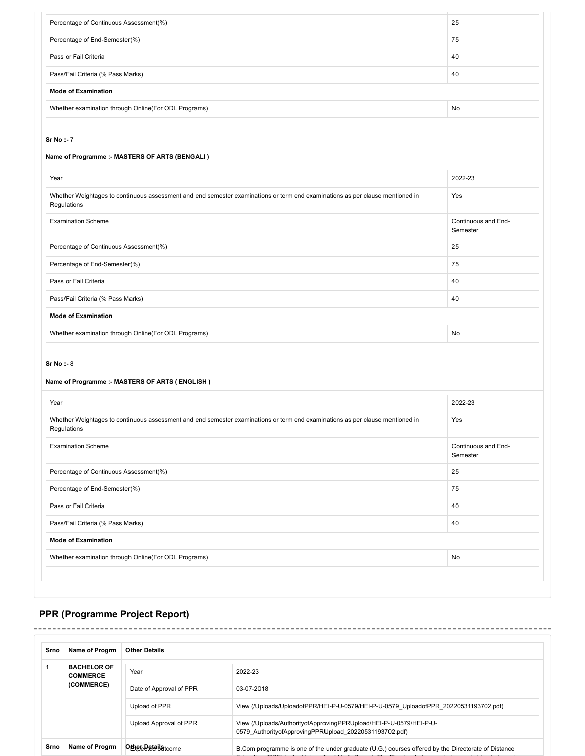| | |
|---|---|
| Percentage of Continuous Assessment(%) | 25 |
| Percentage of End-Semester(%) | 75 |
| Pass or Fail Criteria | 40 |
| Pass/Fail Criteria (% Pass Marks) | 40 |
| **Mode of Examination** | |
| Whether examination through Online(For ODL Programs) | No |

**Sr No :-** 7

**Name of Programme :- MASTERS OF ARTS (BENGALI )**

| | |
|---|---|
| Year | 2022-23 |
| Whether Weightages to continuous assessment and end semester examinations or term end examinations as per clause mentioned in Regulations | Yes |
| Examination Scheme | Continuous and End-Semester |
| Percentage of Continuous Assessment(%) | 25 |
| Percentage of End-Semester(%) | 75 |
| Pass or Fail Criteria | 40 |
| Pass/Fail Criteria (% Pass Marks) | 40 |
| **Mode of Examination** | |
| Whether examination through Online(For ODL Programs) | No |

**Sr No :-** 8

**Name of Programme :- MASTERS OF ARTS ( ENGLISH )**

| | |
|---|---|
| Year | 2022-23 |
| Whether Weightages to continuous assessment and end semester examinations or term end examinations as per clause mentioned in Regulations | Yes |
| Examination Scheme | Continuous and End-Semester |
| Percentage of Continuous Assessment(%) | 25 |
| Percentage of End-Semester(%) | 75 |
| Pass or Fail Criteria | 40 |
| Pass/Fail Criteria (% Pass Marks) | 40 |
| **Mode of Examination** | |
| Whether examination through Online(For ODL Programs) | No |

## PPR (Programme Project Report)

| Srno | Name of Progrm | Other Details | |
|---|---|---|---|
| 1 | **BACHELOR OF COMMERCE (COMMERCE)** | Year | 2022-23 |
| | | Date of Approval of PPR | 03-07-2018 |
| | | Upload of PPR | View (/Uploads/UploadofPPR/HEI-P-U-0579/HEI-P-U-0579_UploadofPPR_20220531193702.pdf) |
| | | Upload Approval of PPR | View (/Uploads/AuthorityofApprovingPPRUpload/HEI-P-U-0579/HEI-P-U-0579_AuthorityofApprovingPPRUpload_20220531193702.pdf) |
| **Srno** | **Name of Progrm** | **Other Details** Expected outcome | B.Com programme is one of the under graduate (U.G.) courses offered by the Directorate of Distance |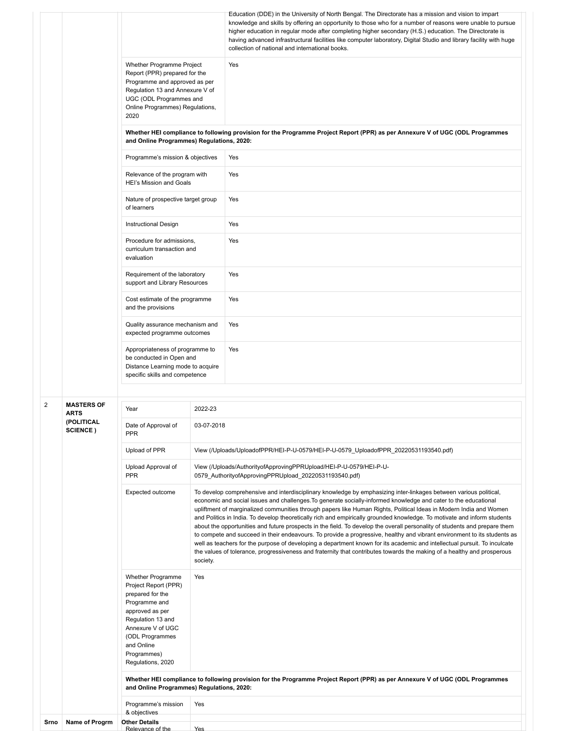| Srno | Name of Progrm | Other Details | |
|---|---|---|---|
| | | | Education (DDE) in the University of North Bengal. The Directorate has a mission and vision to impart knowledge and skills by offering an opportunity to those who for a number of reasons were unable to pursue higher education in regular mode after completing higher secondary (H.S.) education. The Directorate is having advanced infrastructural facilities like computer laboratory, Digital Studio and library facility with huge collection of national and international books. |
| | | Whether Programme Project Report (PPR) prepared for the Programme and approved as per Regulation 13 and Annexure V of UGC (ODL Programmes and Online Programmes) Regulations, 2020 | Yes |
| | | **Whether HEI compliance to following provision for the Programme Project Report (PPR) as per Annexure V of UGC (ODL Programmes and Online Programmes) Regulations, 2020:** | |
| | | Programme's mission & objectives | Yes |
| | | Relevance of the program with HEI's Mission and Goals | Yes |
| | | Nature of prospective target group of learners | Yes |
| | | Instructional Design | Yes |
| | | Procedure for admissions, curriculum transaction and evaluation | Yes |
| | | Requirement of the laboratory support and Library Resources | Yes |
| | | Cost estimate of the programme and the provisions | Yes |
| | | Quality assurance mechanism and expected programme outcomes | Yes |
| | | Appropriateness of programme to be conducted in Open and Distance Learning mode to acquire specific skills and competence | Yes |
| 2 | **MASTERS OF ARTS (POLITICAL SCIENCE )** | Year | 2022-23 |
| | | Date of Approval of PPR | 03-07-2018 |
| | | Upload of PPR | View (/Uploads/UploadofPPR/HEI-P-U-0579/HEI-P-U-0579_UploadofPPR_20220531193540.pdf) |
| | | Upload Approval of PPR | View (/Uploads/AuthorityofApprovingPPRUpload/HEI-P-U-0579/HEI-P-U-0579_AuthorityofApprovingPPRUpload_20220531193540.pdf) |
| | | Expected outcome | To develop comprehensive and interdisciplinary knowledge by emphasizing inter-linkages between various political, economic and social issues and challenges.To generate socially-informed knowledge and cater to the educational upliftment of marginalized communities through papers like Human Rights, Political Ideas in Modern India and Women and Politics in India. To develop theoretically rich and empirically grounded knowledge. To motivate and inform students about the opportunities and future prospects in the field. To develop the overall personality of students and prepare them to compete and succeed in their endeavours. To provide a progressive, healthy and vibrant environment to its students as well as teachers for the purpose of developing a department known for its academic and intellectual pursuit. To inculcate the values of tolerance, progressiveness and fraternity that contributes towards the making of a healthy and prosperous society. |
| | | Whether Programme Project Report (PPR) prepared for the Programme and approved as per Regulation 13 and Annexure V of UGC (ODL Programmes and Online Programmes) Regulations, 2020 | Yes |
| | | **Whether HEI compliance to following provision for the Programme Project Report (PPR) as per Annexure V of UGC (ODL Programmes and Online Programmes) Regulations, 2020:** | |
| | | Programme's mission & objectives | Yes |
| | | Relevance of the | Yes |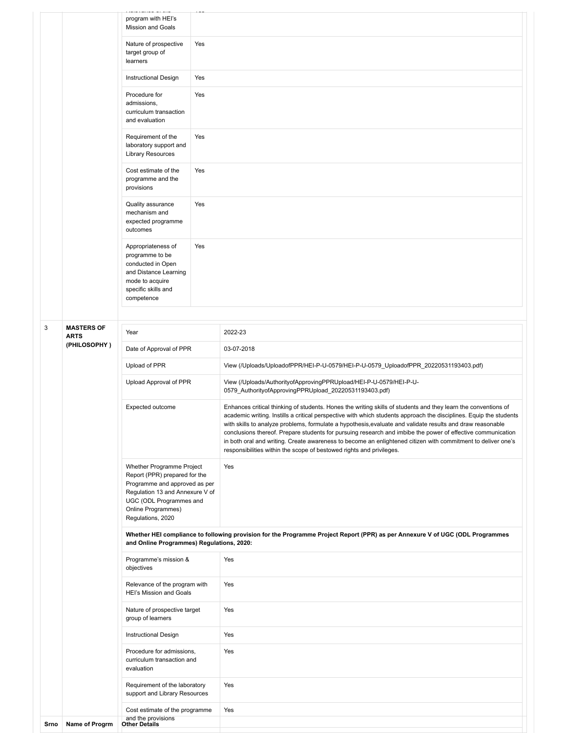| Srno | Name of Progrm | Other Details | |
|---|---|---|---|
| | | Relevance of the program with HEI's Mission and Goals | Yes |
| | | Nature of prospective target group of learners | Yes |
| | | Instructional Design | Yes |
| | | Procedure for admissions, curriculum transaction and evaluation | Yes |
| | | Requirement of the laboratory support and Library Resources | Yes |
| | | Cost estimate of the programme and the provisions | Yes |
| | | Quality assurance mechanism and expected programme outcomes | Yes |
| | | Appropriateness of programme to be conducted in Open and Distance Learning mode to acquire specific skills and competence | Yes |
| 3 | **MASTERS OF ARTS (PHILOSOPHY )** | Year | 2022-23 |
| | | Date of Approval of PPR | 03-07-2018 |
| | | Upload of PPR | View (/Uploads/UploadofPPR/HEI-P-U-0579/HEI-P-U-0579_UploadofPPR_20220531193403.pdf) |
| | | Upload Approval of PPR | View (/Uploads/AuthorityofApprovingPPRUpload/HEI-P-U-0579/HEI-P-U-0579_AuthorityofApprovingPPRUpload_20220531193403.pdf) |
| | | Expected outcome | Enhances critical thinking of students. Hones the writing skills of students and they learn the conventions of academic writing. Instills a critical perspective with which students approach the disciplines. Equip the students with skills to analyze problems, formulate a hypothesis,evaluate and validate results and draw reasonable conclusions thereof. Prepare students for pursuing research and imbibe the power of effective communication in both oral and writing. Create awareness to become an enlightened citizen with commitment to deliver one's responsibilities within the scope of bestowed rights and privileges. |
| | | Whether Programme Project Report (PPR) prepared for the Programme and approved as per Regulation 13 and Annexure V of UGC (ODL Programmes and Online Programmes) Regulations, 2020 | Yes |
| | | **Whether HEI compliance to following provision for the Programme Project Report (PPR) as per Annexure V of UGC (ODL Programmes and Online Programmes) Regulations, 2020:** | |
| | | Programme's mission & objectives | Yes |
| | | Relevance of the program with HEI's Mission and Goals | Yes |
| | | Nature of prospective target group of learners | Yes |
| | | Instructional Design | Yes |
| | | Procedure for admissions, curriculum transaction and evaluation | Yes |
| | | Requirement of the laboratory support and Library Resources | Yes |
| | | Cost estimate of the programme and the provisions | Yes |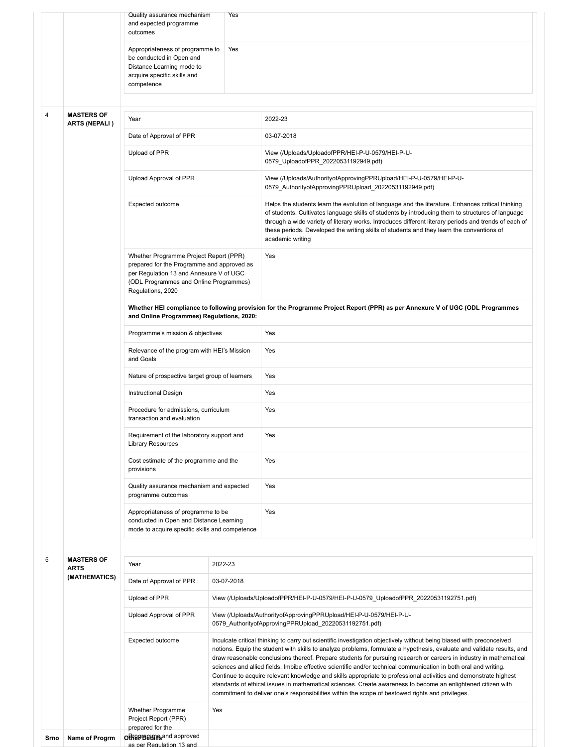| | | | |
|---|---|---|---|
| | | Quality assurance mechanism and expected programme outcomes | Yes |
| | | Appropriateness of programme to be conducted in Open and Distance Learning mode to acquire specific skills and competence | Yes |

| Srno | Name of Progrm | Other Details | |
|---|---|---|---|
| 4 | **MASTERS OF ARTS (NEPALI )** | Year | 2022-23 |
| | | Date of Approval of PPR | 03-07-2018 |
| | | Upload of PPR | View (/Uploads/UploadofPPR/HEI-P-U-0579/HEI-P-U-0579_UploadofPPR_20220531192949.pdf) |
| | | Upload Approval of PPR | View (/Uploads/AuthorityofApprovingPPRUpload/HEI-P-U-0579/HEI-P-U-0579_AuthorityofApprovingPPRUpload_20220531192949.pdf) |
| | | Expected outcome | Helps the students learn the evolution of language and the literature. Enhances critical thinking of students. Cultivates language skills of students by introducing them to structures of language through a wide variety of literary works. Introduces different literary periods and trends of each of these periods. Developed the writing skills of students and they learn the conventions of academic writing |
| | | Whether Programme Project Report (PPR) prepared for the Programme and approved as per Regulation 13 and Annexure V of UGC (ODL Programmes and Online Programmes) Regulations, 2020 | Yes |
| | | **Whether HEI compliance to following provision for the Programme Project Report (PPR) as per Annexure V of UGC (ODL Programmes and Online Programmes) Regulations, 2020:** | |
| | | Programme's mission & objectives | Yes |
| | | Relevance of the program with HEI's Mission and Goals | Yes |
| | | Nature of prospective target group of learners | Yes |
| | | Instructional Design | Yes |
| | | Procedure for admissions, curriculum transaction and evaluation | Yes |
| | | Requirement of the laboratory support and Library Resources | Yes |
| | | Cost estimate of the programme and the provisions | Yes |
| | | Quality assurance mechanism and expected programme outcomes | Yes |
| | | Appropriateness of programme to be conducted in Open and Distance Learning mode to acquire specific skills and competence | Yes |
| 5 | **MASTERS OF ARTS (MATHEMATICS)** | Year | 2022-23 |
| | | Date of Approval of PPR | 03-07-2018 |
| | | Upload of PPR | View (/Uploads/UploadofPPR/HEI-P-U-0579/HEI-P-U-0579_UploadofPPR_20220531192751.pdf) |
| | | Upload Approval of PPR | View (/Uploads/AuthorityofApprovingPPRUpload/HEI-P-U-0579/HEI-P-U-0579_AuthorityofApprovingPPRUpload_20220531192751.pdf) |
| | | Expected outcome | Inculcate critical thinking to carry out scientific investigation objectively without being biased with preconceived notions. Equip the student with skills to analyze problems, formulate a hypothesis, evaluate and validate results, and draw reasonable conclusions thereof. Prepare students for pursuing research or careers in industry in mathematical sciences and allied fields. Imbibe effective scientific and/or technical communication in both oral and writing. Continue to acquire relevant knowledge and skills appropriate to professional activities and demonstrate highest standards of ethical issues in mathematical sciences. Create awareness to become an enlightened citizen with commitment to deliver one's responsibilities within the scope of bestowed rights and privileges. |
| | | Whether Programme Project Report (PPR) prepared for the Programme and approved as per Regulation 13 and | Yes |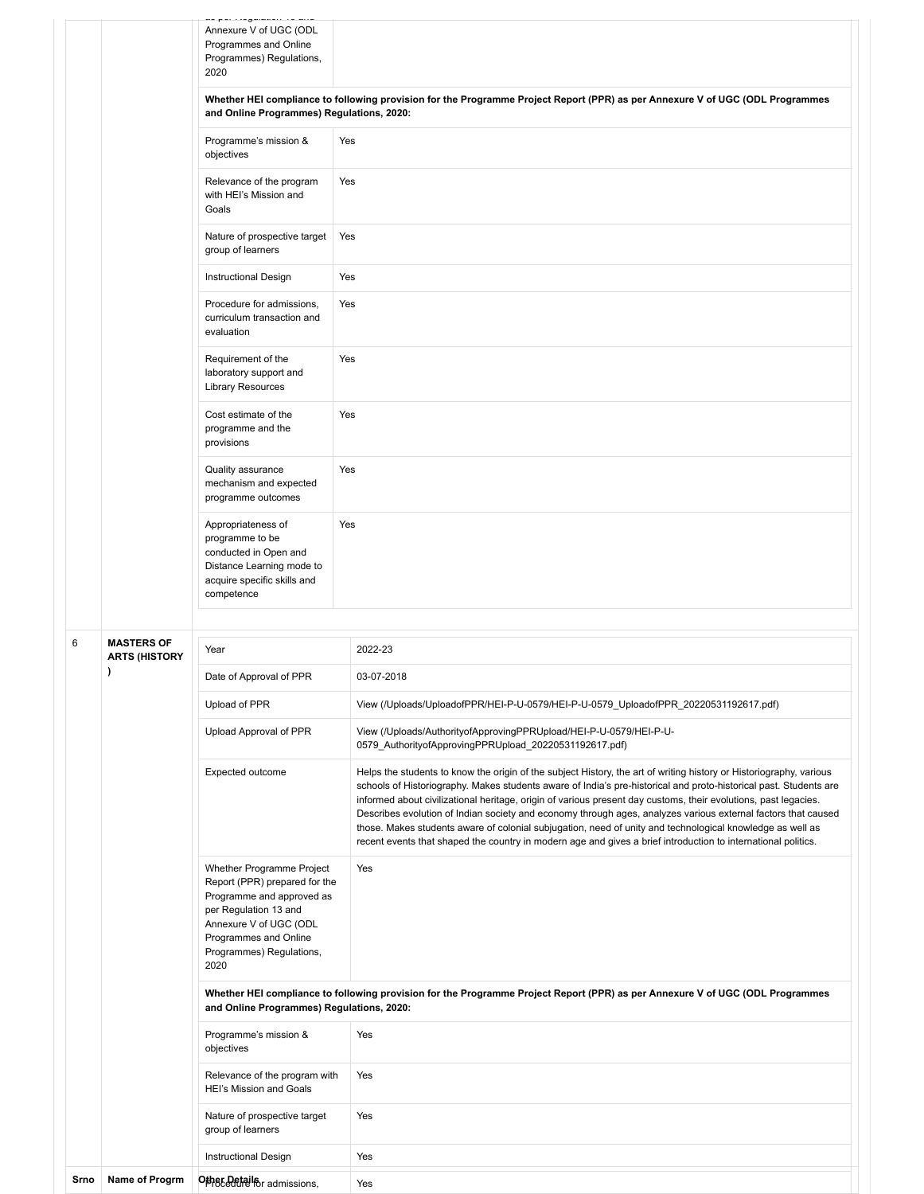| | | | |
|---|---|---|---|
| | | as per Regulation 13 and Annexure V of UGC (ODL Programmes and Online Programmes) Regulations, 2020 | |
| | | **Whether HEI compliance to following provision for the Programme Project Report (PPR) as per Annexure V of UGC (ODL Programmes and Online Programmes) Regulations, 2020:** | |
| | | Programme's mission & objectives | Yes |
| | | Relevance of the program with HEI's Mission and Goals | Yes |
| | | Nature of prospective target group of learners | Yes |
| | | Instructional Design | Yes |
| | | Procedure for admissions, curriculum transaction and evaluation | Yes |
| | | Requirement of the laboratory support and Library Resources | Yes |
| | | Cost estimate of the programme and the provisions | Yes |
| | | Quality assurance mechanism and expected programme outcomes | Yes |
| | | Appropriateness of programme to be conducted in Open and Distance Learning mode to acquire specific skills and competence | Yes |
| 6 | **MASTERS OF ARTS (HISTORY )** | Year | 2022-23 |
| | | Date of Approval of PPR | 03-07-2018 |
| | | Upload of PPR | View (/Uploads/UploadofPPR/HEI-P-U-0579/HEI-P-U-0579_UploadofPPR_20220531192617.pdf) |
| | | Upload Approval of PPR | View (/Uploads/AuthorityofApprovingPPRUpload/HEI-P-U-0579/HEI-P-U-0579_AuthorityofApprovingPPRUpload_20220531192617.pdf) |
| | | Expected outcome | Helps the students to know the origin of the subject History, the art of writing history or Historiography, various schools of Historiography. Makes students aware of India's pre-historical and proto-historical past. Students are informed about civilizational heritage, origin of various present day customs, their evolutions, past legacies. Describes evolution of Indian society and economy through ages, analyzes various external factors that caused those. Makes students aware of colonial subjugation, need of unity and technological knowledge as well as recent events that shaped the country in modern age and gives a brief introduction to international politics. |
| | | Whether Programme Project Report (PPR) prepared for the Programme and approved as per Regulation 13 and Annexure V of UGC (ODL Programmes and Online Programmes) Regulations, 2020 | Yes |
| | | **Whether HEI compliance to following provision for the Programme Project Report (PPR) as per Annexure V of UGC (ODL Programmes and Online Programmes) Regulations, 2020:** | |
| | | Programme's mission & objectives | Yes |
| | | Relevance of the program with HEI's Mission and Goals | Yes |
| | | Nature of prospective target group of learners | Yes |
| | | Instructional Design | Yes |
| | | Procedure for admissions, | Yes |
| **Srno** | **Name of Progrm** | **Other Details** | |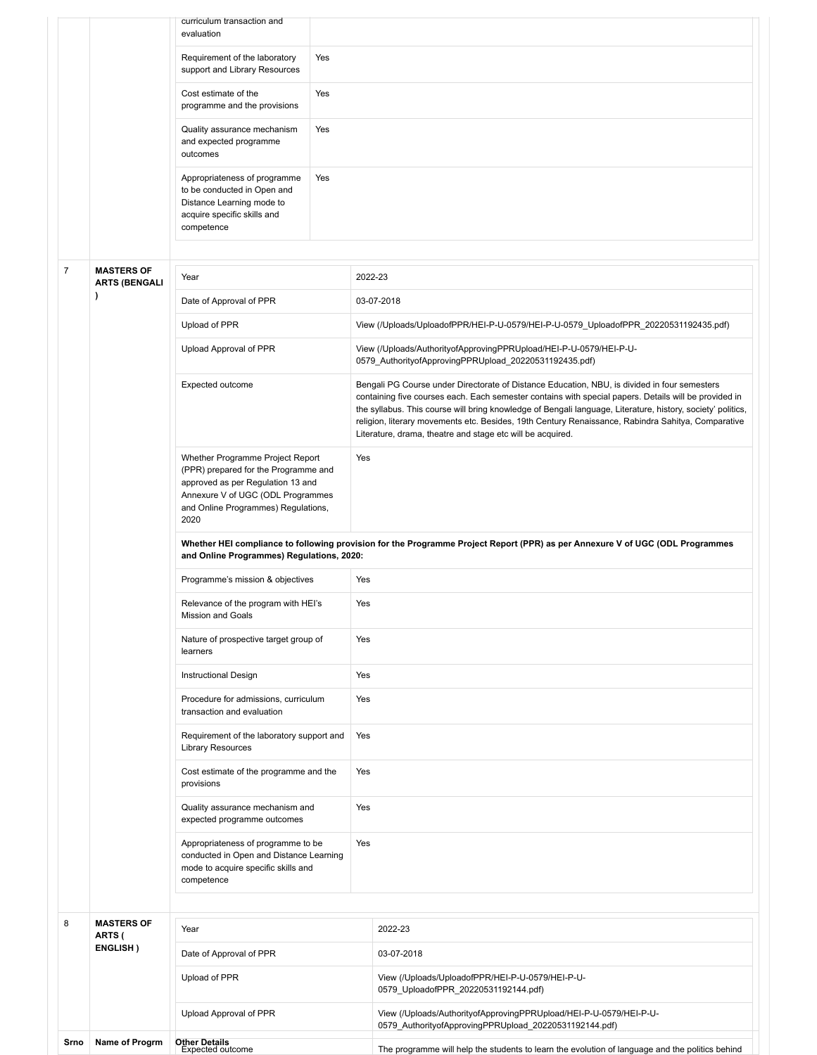| | | | |
|---|---|---|---|
| | | curriculum transaction and evaluation | |
| | | Requirement of the laboratory support and Library Resources | Yes |
| | | Cost estimate of the programme and the provisions | Yes |
| | | Quality assurance mechanism and expected programme outcomes | Yes |
| | | Appropriateness of programme to be conducted in Open and Distance Learning mode to acquire specific skills and competence | Yes |

| Srno | Name of Progrm | Other Details | |
|---|---|---|---|
| 7 | **MASTERS OF ARTS (BENGALI )** | Year | 2022-23 |
| | | Date of Approval of PPR | 03-07-2018 |
| | | Upload of PPR | View (/Uploads/UploadofPPR/HEI-P-U-0579/HEI-P-U-0579_UploadofPPR_20220531192435.pdf) |
| | | Upload Approval of PPR | View (/Uploads/AuthorityofApprovingPPRUpload/HEI-P-U-0579/HEI-P-U-0579_AuthorityofApprovingPPRUpload_20220531192435.pdf) |
| | | Expected outcome | Bengali PG Course under Directorate of Distance Education, NBU, is divided in four semesters containing five courses each. Each semester contains with special papers. Details will be provided in the syllabus. This course will bring knowledge of Bengali language, Literature, history, society' politics, religion, literary movements etc. Besides, 19th Century Renaissance, Rabindra Sahitya, Comparative Literature, drama, theatre and stage etc will be acquired. |
| | | Whether Programme Project Report (PPR) prepared for the Programme and approved as per Regulation 13 and Annexure V of UGC (ODL Programmes and Online Programmes) Regulations, 2020 | Yes |
| | | **Whether HEI compliance to following provision for the Programme Project Report (PPR) as per Annexure V of UGC (ODL Programmes and Online Programmes) Regulations, 2020:** | |
| | | Programme's mission & objectives | Yes |
| | | Relevance of the program with HEI's Mission and Goals | Yes |
| | | Nature of prospective target group of learners | Yes |
| | | Instructional Design | Yes |
| | | Procedure for admissions, curriculum transaction and evaluation | Yes |
| | | Requirement of the laboratory support and Library Resources | Yes |
| | | Cost estimate of the programme and the provisions | Yes |
| | | Quality assurance mechanism and expected programme outcomes | Yes |
| | | Appropriateness of programme to be conducted in Open and Distance Learning mode to acquire specific skills and competence | Yes |
| 8 | **MASTERS OF ARTS ( ENGLISH )** | Year | 2022-23 |
| | | Date of Approval of PPR | 03-07-2018 |
| | | Upload of PPR | View (/Uploads/UploadofPPR/HEI-P-U-0579/HEI-P-U-0579_UploadofPPR_20220531192144.pdf) |
| | | Upload Approval of PPR | View (/Uploads/AuthorityofApprovingPPRUpload/HEI-P-U-0579/HEI-P-U-0579_AuthorityofApprovingPPRUpload_20220531192144.pdf) |
| | | Expected outcome | The programme will help the students to learn the evolution of language and the politics behind |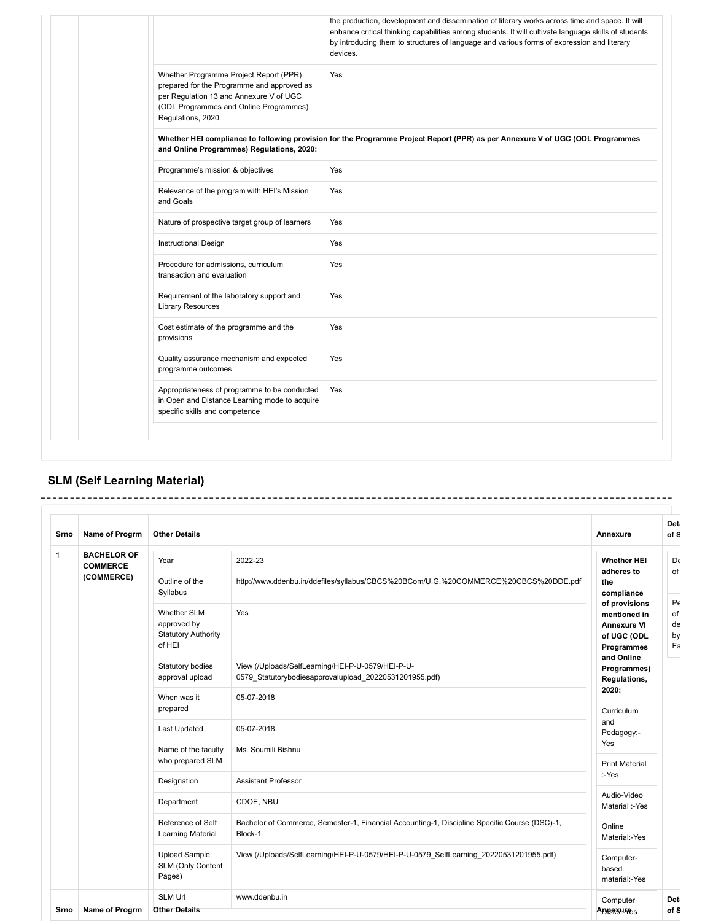| | | | |
|---|---|---|---|
| | | | the production, development and dissemination of literary works across time and space. It will enhance critical thinking capabilities among students. It will cultivate language skills of students by introducing them to structures of language and various forms of expression and literary devices. |
| | | Whether Programme Project Report (PPR) prepared for the Programme and approved as per Regulation 13 and Annexure V of UGC (ODL Programmes and Online Programmes) Regulations, 2020 | Yes |
| | | **Whether HEI compliance to following provision for the Programme Project Report (PPR) as per Annexure V of UGC (ODL Programmes and Online Programmes) Regulations, 2020:** | |
| | | Programme's mission & objectives | Yes |
| | | Relevance of the program with HEI's Mission and Goals | Yes |
| | | Nature of prospective target group of learners | Yes |
| | | Instructional Design | Yes |
| | | Procedure for admissions, curriculum transaction and evaluation | Yes |
| | | Requirement of the laboratory support and Library Resources | Yes |
| | | Cost estimate of the programme and the provisions | Yes |
| | | Quality assurance mechanism and expected programme outcomes | Yes |
| | | Appropriateness of programme to be conducted in Open and Distance Learning mode to acquire specific skills and competence | Yes |

## SLM (Self Learning Material)

| Srno | Name of Progrm | Other Details | | Annexure | Det of S |
|---|---|---|---|---|---|
| 1 | **BACHELOR OF COMMERCE (COMMERCE)** | Year | 2022-23 | **Whether HEI adheres to the compliance of provisions mentioned in Annexure VI of UGC (ODL Programmes and Online Programmes) Regulations, 2020:** | De of |
| | | Outline of the Syllabus | http://www.ddenbu.in/ddefiles/syllabus/CBCS%20BCom/U.G.%20COMMERCE%20CBCS%20DDE.pdf | | Pe of de by Fa |
| | | Whether SLM approved by Statutory Authority of HEI | Yes | Curriculum and Pedagogy:- Yes | |
| | | Statutory bodies approval upload | View (/Uploads/SelfLearning/HEI-P-U-0579/HEI-P-U-0579_Statutorybodiesapprovalupload_20220531201955.pdf) | | |
| | | When was it prepared | 05-07-2018 | Print Material :-Yes | |
| | | Last Updated | 05-07-2018 | | |
| | | Name of the faculty who prepared SLM | Ms. Soumili Bishnu | Audio-Video Material :-Yes | |
| | | Designation | Assistant Professor | | |
| | | Department | CDOE, NBU | Online Material:-Yes | |
| | | Reference of Self Learning Material | Bachelor of Commerce, Semester-1, Financial Accounting-1, Discipline Specific Course (DSC)-1, Block-1 | | |
| | | Upload Sample SLM (Only Content Pages) | View (/Uploads/SelfLearning/HEI-P-U-0579/HEI-P-U-0579_SelfLearning_20220531201955.pdf) | Computer-based material:-Yes | |
| | | SLM Url | www.ddenbu.in | Computer Disks:-Yes | |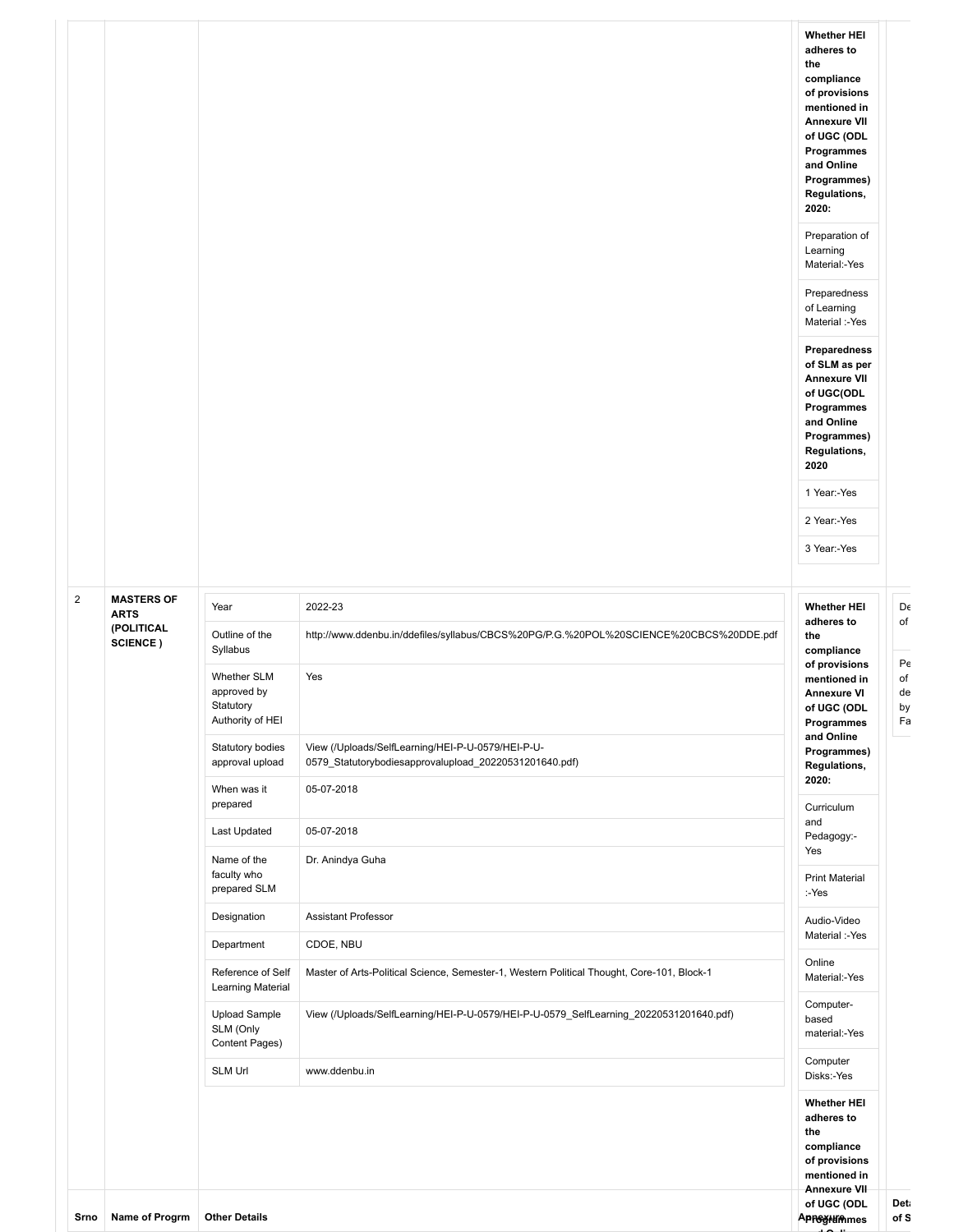| Srno | Name of Progrm | Other Details | | Whether HEI adheres to the compliance of provisions mentioned in Annexure VII of UGC (ODL Programmes and Online Programmes) | Details of S |
|---|---|---|---|---|---|
| | | | | **Whether HEI adheres to the compliance of provisions mentioned in Annexure VII of UGC (ODL Programmes and Online Programmes) Regulations, 2020:** | |
| | | | | Preparation of Learning Material:-Yes | |
| | | | | Preparedness of Learning Material :-Yes | |
| | | | | **Preparedness of SLM as per Annexure VII of UGC(ODL Programmes and Online Programmes) Regulations, 2020** | |
| | | | | 1 Year:-Yes | |
| | | | | 2 Year:-Yes | |
| | | | | 3 Year:-Yes | |
| 2 | **MASTERS OF ARTS (POLITICAL SCIENCE )** | Year | 2022-23 | **Whether HEI adheres to the compliance of provisions mentioned in Annexure VI of UGC (ODL Programmes and Online Programmes) Regulations, 2020:** | De of |
| | | Outline of the Syllabus | http://www.ddenbu.in/ddefiles/syllabus/CBCS%20PG/P.G.%20POL%20SCIENCE%20CBCS%20DDE.pdf | Curriculum and Pedagogy:-Yes | Pe of de by Fa |
| | | Whether SLM approved by Statutory Authority of HEI | Yes | Print Material :-Yes | |
| | | Statutory bodies approval upload | View (/Uploads/SelfLearning/HEI-P-U-0579/HEI-P-U-0579_Statutorybodiesapprovalupload_20220531201640.pdf) | Audio-Video Material :-Yes | |
| | | When was it prepared | 05-07-2018 | Online Material:-Yes | |
| | | Last Updated | 05-07-2018 | Computer-based material:-Yes | |
| | | Name of the faculty who prepared SLM | Dr. Anindya Guha | Computer Disks:-Yes | |
| | | Designation | Assistant Professor | **Whether HEI adheres to the compliance of provisions mentioned in Annexure VII of UGC (ODL Programmes and Onli...** | |
| | | Department | CDOE, NBU | | |
| | | Reference of Self Learning Material | Master of Arts-Political Science, Semester-1, Western Political Thought, Core-101, Block-1 | | |
| | | Upload Sample SLM (Only Content Pages) | View (/Uploads/SelfLearning/HEI-P-U-0579/HEI-P-U-0579_SelfLearning_20220531201640.pdf) | | |
| | | SLM Url | www.ddenbu.in | | |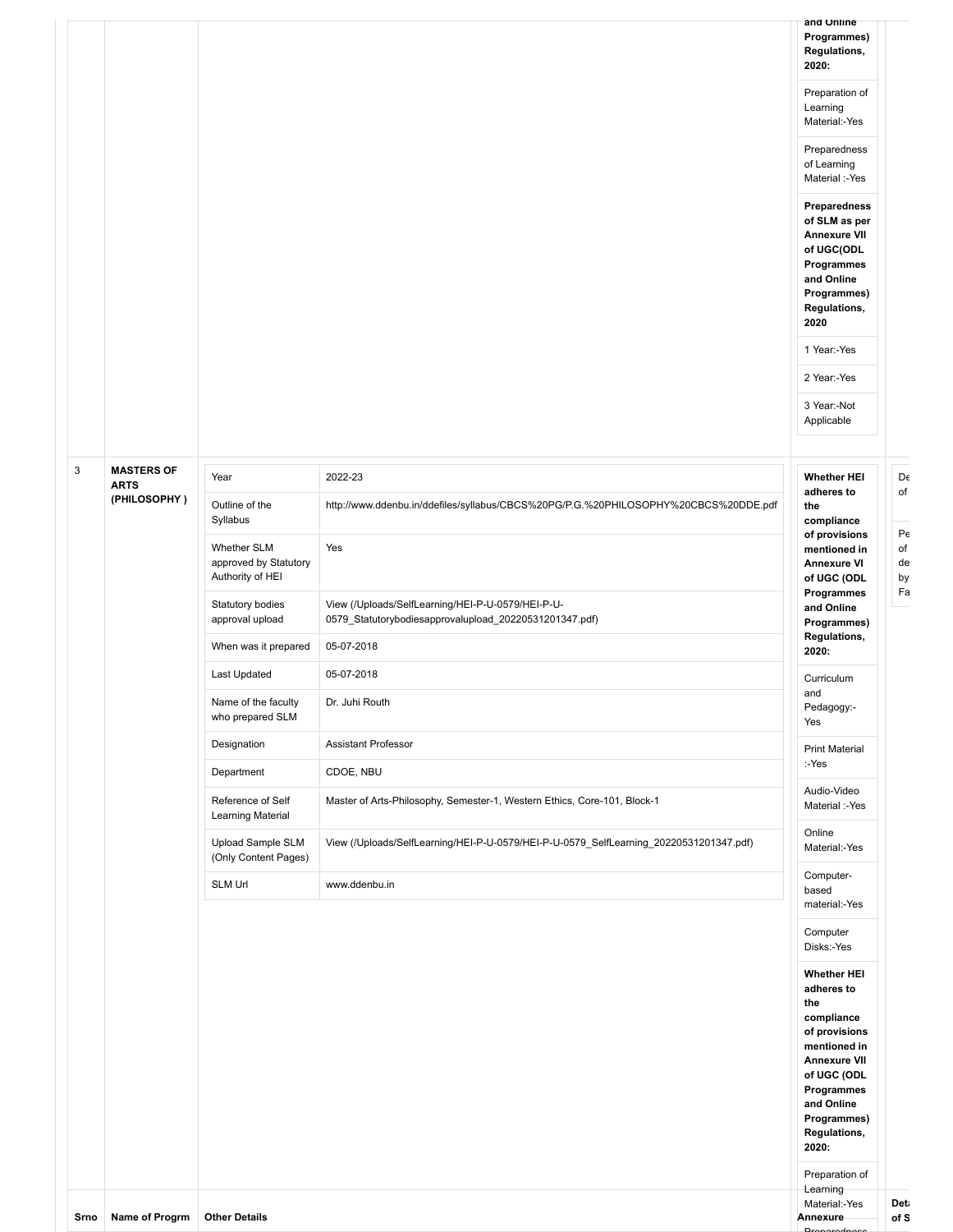| Srno | Name of Progrm | Other Details | | Annexure | Details of S |
|---|---|---|---|---|---|
| | | | | and Online Programmes) Regulations, 2020: | |
| | | | | Preparation of Learning Material:-Yes | |
| | | | | Preparedness of Learning Material :-Yes | |
| | | | | **Preparedness of SLM as per Annexure VII of UGC(ODL Programmes and Online Programmes) Regulations, 2020** | |
| | | | | 1 Year:-Yes | |
| | | | | 2 Year:-Yes | |
| | | | | 3 Year:-Not Applicable | |
| 3 | **MASTERS OF ARTS (PHILOSOPHY )** | Year | 2022-23 | **Whether HEI adheres to the compliance of provisions mentioned in Annexure VI of UGC (ODL Programmes and Online Programmes) Regulations, 2020:** | De of |
| | | Outline of the Syllabus | http://www.ddenbu.in/ddefiles/syllabus/CBCS%20PG/P.G.%20PHILOSOPHY%20CBCS%20DDE.pdf | Curriculum and Pedagogy:-Yes | Pe of de by Fa |
| | | Whether SLM approved by Statutory Authority of HEI | Yes | Print Material :-Yes | |
| | | Statutory bodies approval upload | View (/Uploads/SelfLearning/HEI-P-U-0579/HEI-P-U-0579_Statutorybodiesapprovalupload_20220531201347.pdf) | Audio-Video Material :-Yes | |
| | | When was it prepared | 05-07-2018 | Online Material:-Yes | |
| | | Last Updated | 05-07-2018 | Computer-based material:-Yes | |
| | | Name of the faculty who prepared SLM | Dr. Juhi Routh | Computer Disks:-Yes | |
| | | Designation | Assistant Professor | **Whether HEI adheres to the compliance of provisions mentioned in Annexure VII of UGC (ODL Programmes and Online Programmes) Regulations, 2020:** | |
| | | Department | CDOE, NBU | Preparation of Learning Material:-Yes | |
| | | Reference of Self Learning Material | Master of Arts-Philosophy, Semester-1, Western Ethics, Core-101, Block-1 | | |
| | | Upload Sample SLM (Only Content Pages) | View (/Uploads/SelfLearning/HEI-P-U-0579/HEI-P-U-0579_SelfLearning_20220531201347.pdf) | | |
| | | SLM Url | www.ddenbu.in | | |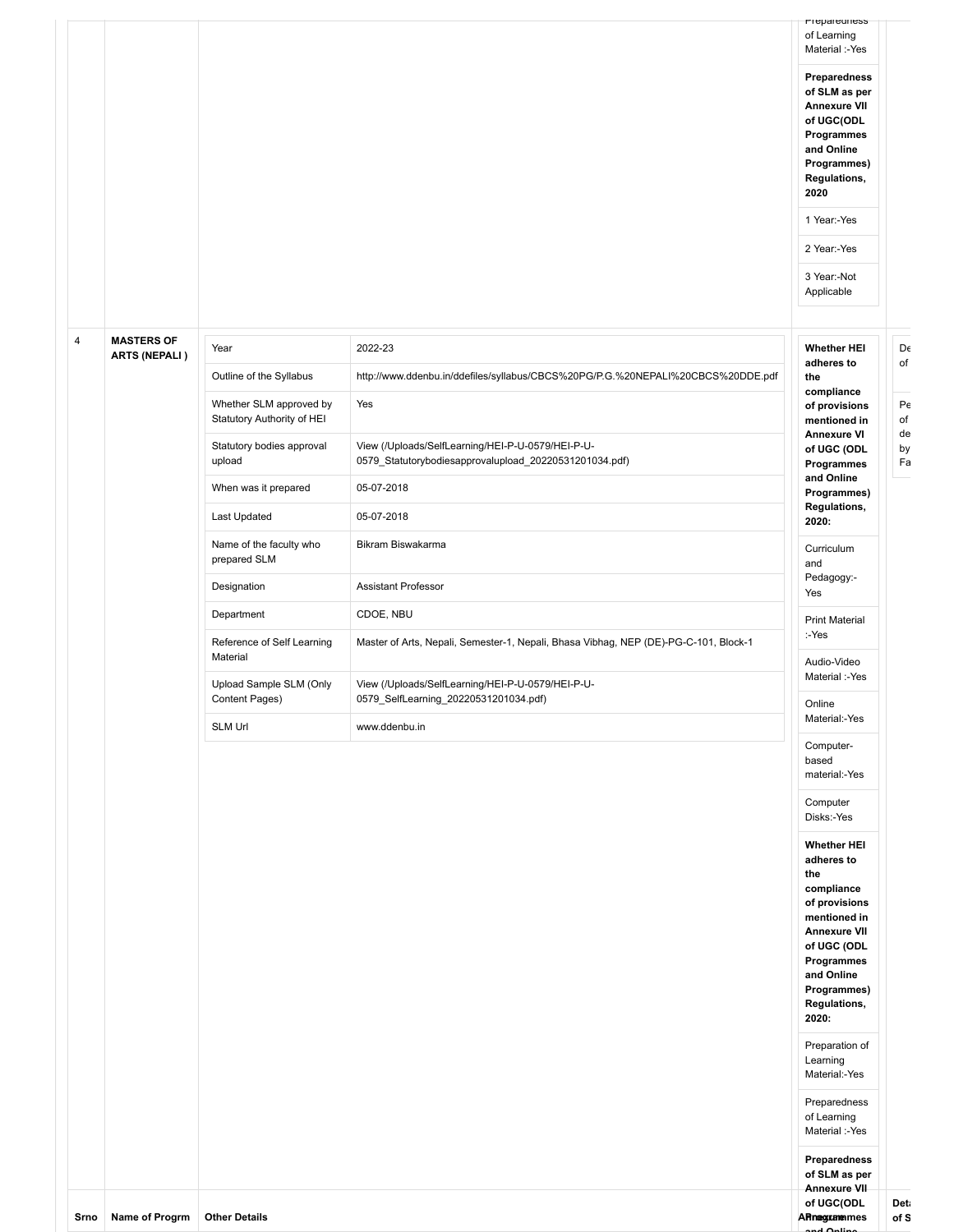| Srno | Name of Progrm | Other Details | | Annexure Programmes | Details of S |
|---|---|---|---|---|---|
| | | | | Preparedness of Learning Material :-Yes | |
| | | | | **Preparedness of SLM as per Annexure VII of UGC(ODL Programmes and Online Programmes) Regulations, 2020** | |
| | | | | 1 Year:-Yes | |
| | | | | 2 Year:-Yes | |
| | | | | 3 Year:-Not Applicable | |
| 4 | **MASTERS OF ARTS (NEPALI )** | Year | 2022-23 | **Whether HEI adheres to the compliance of provisions mentioned in Annexure VI of UGC (ODL Programmes and Online Programmes) Regulations, 2020:** | De of |
| | | Outline of the Syllabus | http://www.ddenbu.in/ddefiles/syllabus/CBCS%20PG/P.G.%20NEPALI%20CBCS%20DDE.pdf | Curriculum and Pedagogy:-Yes | Pe of de by Fa |
| | | Whether SLM approved by Statutory Authority of HEI | Yes | Print Material :-Yes | |
| | | Statutory bodies approval upload | View (/Uploads/SelfLearning/HEI-P-U-0579/HEI-P-U-0579_Statutorybodiesapprovalupload_20220531201034.pdf) | Audio-Video Material :-Yes | |
| | | When was it prepared | 05-07-2018 | Online Material:-Yes | |
| | | Last Updated | 05-07-2018 | Computer-based material:-Yes | |
| | | Name of the faculty who prepared SLM | Bikram Biswakarma | Computer Disks:-Yes | |
| | | Designation | Assistant Professor | **Whether HEI adheres to the compliance of provisions mentioned in Annexure VII of UGC (ODL Programmes and Online Programmes) Regulations, 2020:** | |
| | | Department | CDOE, NBU | Preparation of Learning Material:-Yes | |
| | | Reference of Self Learning Material | Master of Arts, Nepali, Semester-1, Nepali, Bhasa Vibhag, NEP (DE)-PG-C-101, Block-1 | Preparedness of Learning Material :-Yes | |
| | | Upload Sample SLM (Only Content Pages) | View (/Uploads/SelfLearning/HEI-P-U-0579/HEI-P-U-0579_SelfLearning_20220531201034.pdf) | **Preparedness of SLM as per Annexure VII of UGC(ODL Programmes and Online** | |
| | | SLM Url | www.ddenbu.in | | |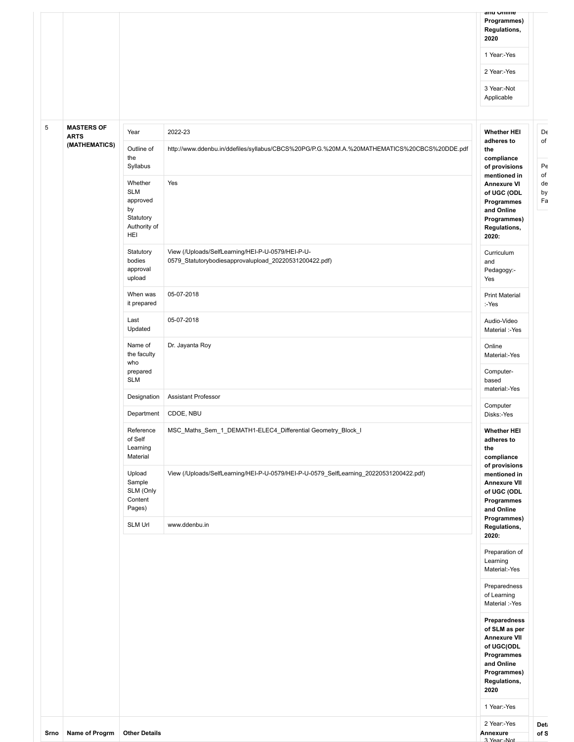| | | | and Online Programmes) Regulations, 2020 | |
|---|---|---|---|---|
| | | | 1 Year:-Yes | |
| | | | 2 Year:-Yes | |
| | | | 3 Year:-Not Applicable | |

| Srno | Name of Progrm | Other Details | | Annexure | Det of S |
|---|---|---|---|---|---|
| 5 | **MASTERS OF ARTS (MATHEMATICS)** | Year | 2022-23 | **Whether HEI adheres to the compliance of provisions mentioned in Annexure VI of UGC (ODL Programmes and Online Programmes) Regulations, 2020:** | De of |
| | | Outline of the Syllabus | http://www.ddenbu.in/ddefiles/syllabus/CBCS%20PG/P.G.%20M.A.%20MATHEMATICS%20CBCS%20DDE.pdf | Curriculum and Pedagogy:-Yes | Pe of de by Fa |
| | | Whether SLM approved by Statutory Authority of HEI | Yes | Print Material :-Yes | |
| | | Statutory bodies approval upload | View (/Uploads/SelfLearning/HEI-P-U-0579/HEI-P-U-0579_Statutorybodiesapprovalupload_20220531200422.pdf) | Audio-Video Material :-Yes | |
| | | When was it prepared | 05-07-2018 | Online Material:-Yes | |
| | | Last Updated | 05-07-2018 | Computer-based material:-Yes | |
| | | Name of the faculty who prepared SLM | Dr. Jayanta Roy | Computer Disks:-Yes | |
| | | Designation | Assistant Professor | **Whether HEI adheres to the compliance of provisions mentioned in Annexure VII of UGC (ODL Programmes and Online Programmes) Regulations, 2020:** | |
| | | Department | CDOE, NBU | Preparation of Learning Material:-Yes | |
| | | Reference of Self Learning Material | MSC_Maths_Sem_1_DEMATH1-ELEC4_Differential Geometry_Block_I | Preparedness of Learning Material :-Yes | |
| | | Upload Sample SLM (Only Content Pages) | View (/Uploads/SelfLearning/HEI-P-U-0579/HEI-P-U-0579_SelfLearning_20220531200422.pdf) | **Preparedness of SLM as per Annexure VII of UGC(ODL Programmes and Online Programmes) Regulations, 2020** | |
| | | SLM Url | www.ddenbu.in | 1 Year:-Yes | |
| | | | | 2 Year:-Yes | |
| | | | | 3 Year:-Not | |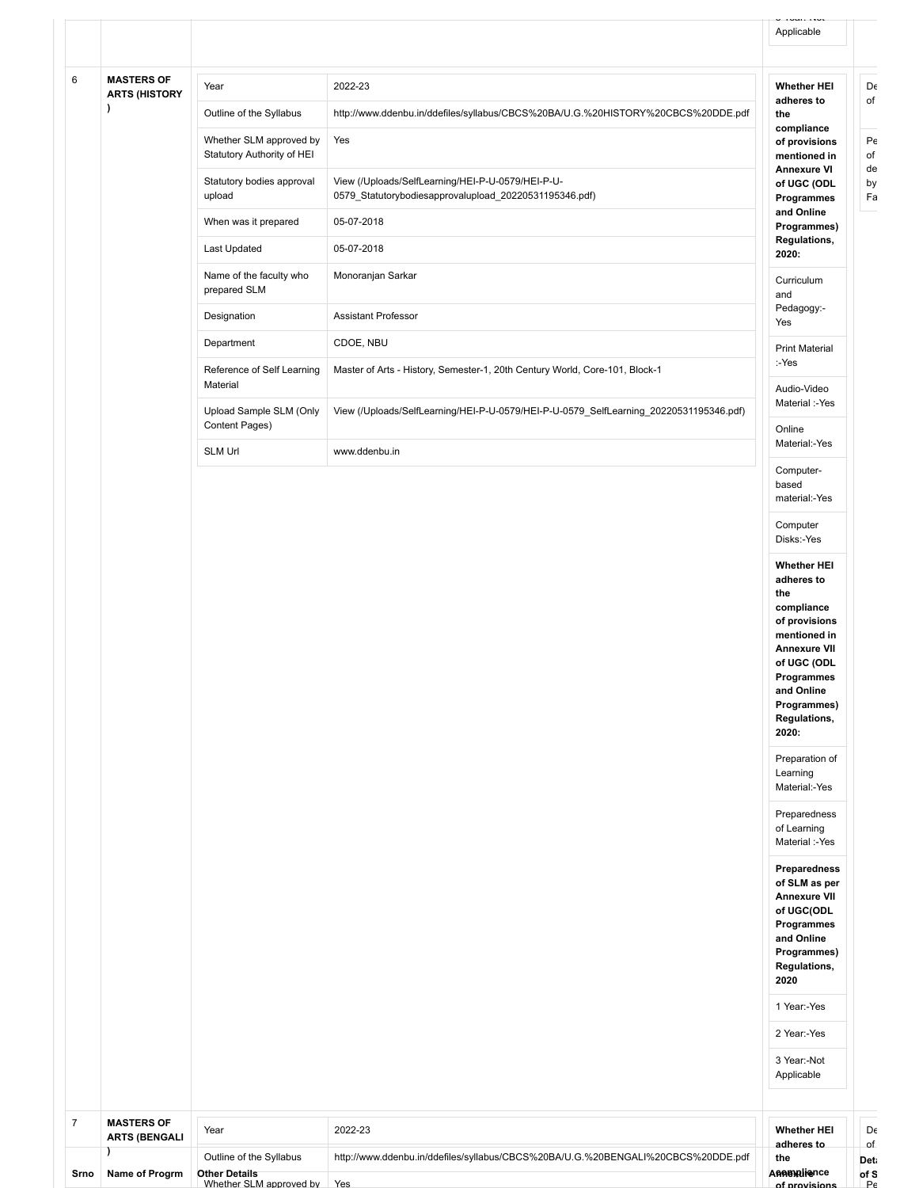| Srno | Name of Progrm | Other Details | | Annexure Compliance | Details of SLM Preparation |
|---|---|---|---|---|---|
| | | | | 3 Year:-Not Applicable | |
| 6 | MASTERS OF ARTS (HISTORY ) | Year | 2022-23 | **Whether HEI adheres to the compliance of provisions mentioned in Annexure VI of UGC (ODL Programmes and Online Programmes) Regulations, 2020:** | De of |
| | | Outline of the Syllabus | http://www.ddenbu.in/ddefiles/syllabus/CBCS%20BA/U.G.%20HISTORY%20CBCS%20DDE.pdf | | Pe of de by Fa |
| | | Whether SLM approved by Statutory Authority of HEI | Yes | | |
| | | Statutory bodies approval upload | View (/Uploads/SelfLearning/HEI-P-U-0579/HEI-P-U-0579_Statutorybodiesapprovalupload_20220531195346.pdf) | | |
| | | When was it prepared | 05-07-2018 | | |
| | | Last Updated | 05-07-2018 | | |
| | | Name of the faculty who prepared SLM | Monoranjan Sarkar | Curriculum and Pedagogy:-Yes | |
| | | Designation | Assistant Professor | | |
| | | Department | CDOE, NBU | Print Material :-Yes | |
| | | Reference of Self Learning Material | Master of Arts - History, Semester-1, 20th Century World, Core-101, Block-1 | Audio-Video Material :-Yes | |
| | | Upload Sample SLM (Only Content Pages) | View (/Uploads/SelfLearning/HEI-P-U-0579/HEI-P-U-0579_SelfLearning_20220531195346.pdf) | Online Material:-Yes | |
| | | SLM Url | www.ddenbu.in | Computer-based material:-Yes | |
| | | | | Computer Disks:-Yes | |
| | | | | **Whether HEI adheres to the compliance of provisions mentioned in Annexure VII of UGC (ODL Programmes and Online Programmes) Regulations, 2020:** | |
| | | | | Preparation of Learning Material:-Yes | |
| | | | | Preparedness of Learning Material :-Yes | |
| | | | | **Preparedness of SLM as per Annexure VII of UGC(ODL Programmes and Online Programmes) Regulations, 2020** | |
| | | | | 1 Year:-Yes | |
| | | | | 2 Year:-Yes | |
| | | | | 3 Year:-Not Applicable | |
| 7 | MASTERS OF ARTS (BENGALI ) | Year | 2022-23 | **Whether HEI adheres to the compliance of provisions** | De of |
| | | Outline of the Syllabus | http://www.ddenbu.in/ddefiles/syllabus/CBCS%20BA/U.G.%20BENGALI%20CBCS%20DDE.pdf | | Pe |
| | | Whether SLM approved by | Yes | | |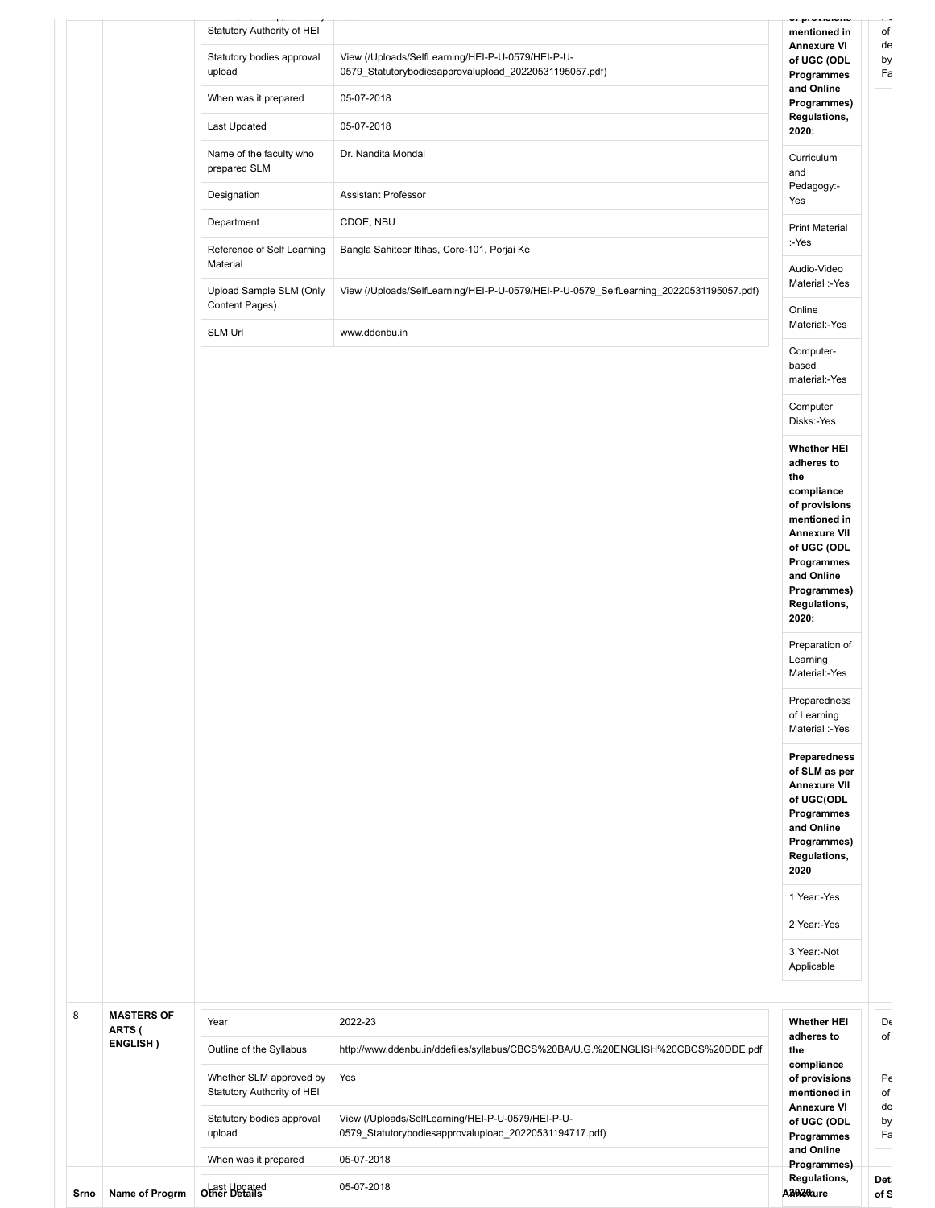| Srno | Name of Progrm | Other Details | | Annexure | Details of S |
|---|---|---|---|---|---|
| | | Whether SLM approved by Statutory Authority of HEI | | Whether HEI adheres to the compliance of provisions mentioned in Annexure VI of UGC (ODL Programmes and Online Programmes) Regulations, 2020: | |
| | | Statutory bodies approval upload | View (/Uploads/SelfLearning/HEI-P-U-0579/HEI-P-U-0579_Statutorybodiesapprovalupload_20220531195057.pdf) | Curriculum and Pedagogy:-Yes | |
| | | When was it prepared | 05-07-2018 | Print Material :-Yes | |
| | | Last Updated | 05-07-2018 | Audio-Video Material :-Yes | |
| | | Name of the faculty who prepared SLM | Dr. Nandita Mondal | Online Material:-Yes | |
| | | Designation | Assistant Professor | Computer-based material:-Yes | |
| | | Department | CDOE, NBU | Computer Disks:-Yes | |
| | | Reference of Self Learning Material | Bangla Sahiteer Itihas, Core-101, Porjai Ke | Whether HEI adheres to the compliance of provisions mentioned in Annexure VII of UGC (ODL Programmes and Online Programmes) Regulations, 2020: | |
| | | Upload Sample SLM (Only Content Pages) | View (/Uploads/SelfLearning/HEI-P-U-0579/HEI-P-U-0579_SelfLearning_20220531195057.pdf) | Preparation of Learning Material:-Yes | |
| | | SLM Url | www.ddenbu.in | Preparedness of Learning Material :-Yes | |
| | | | | Preparedness of SLM as per Annexure VII of UGC(ODL Programmes and Online Programmes) Regulations, 2020 | |
| | | | | 1 Year:-Yes | |
| | | | | 2 Year:-Yes | |
| | | | | 3 Year:-Not Applicable | |
| 8 | MASTERS OF ARTS ( ENGLISH ) | Year | 2022-23 | Whether HEI adheres to the compliance of provisions mentioned in Annexure VI of UGC (ODL Programmes and Online Programmes) Regulations, 2020: | De of |
| | | Outline of the Syllabus | http://www.ddenbu.in/ddefiles/syllabus/CBCS%20BA/U.G.%20ENGLISH%20CBCS%20DDE.pdf | | Pe of de by Fa |
| | | Whether SLM approved by Statutory Authority of HEI | Yes | | |
| | | Statutory bodies approval upload | View (/Uploads/SelfLearning/HEI-P-U-0579/HEI-P-U-0579_Statutorybodiesapprovalupload_20220531194717.pdf) | | |
| | | When was it prepared | 05-07-2018 | | |
| | | Last Updated | 05-07-2018 | | |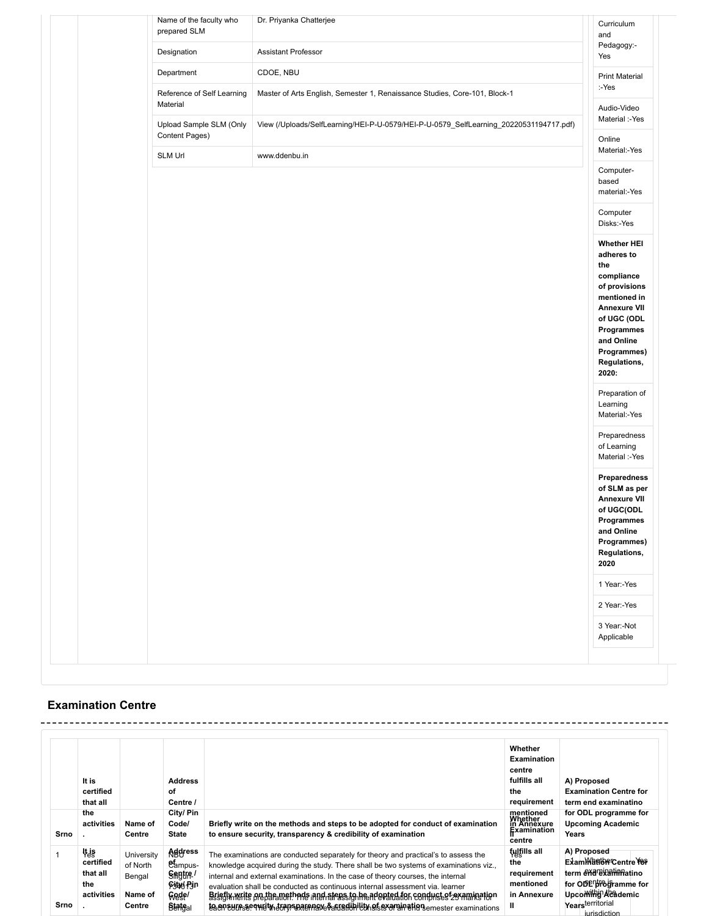| | |
|---|---|
| Name of the faculty who prepared SLM | Dr. Priyanka Chatterjee |
| Designation | Assistant Professor |
| Department | CDOE, NBU |
| Reference of Self Learning Material | Master of Arts English, Semester 1, Renaissance Studies, Core-101, Block-1 |
| Upload Sample SLM (Only Content Pages) | View (/Uploads/SelfLearning/HEI-P-U-0579/HEI-P-U-0579_SelfLearning_20220531194717.pdf) |
| SLM Url | www.ddenbu.in |

Curriculum and Pedagogy:-Yes

Print Material :-Yes

Audio-Video Material :-Yes

Online Material:-Yes

Computer-based material:-Yes

Computer Disks:-Yes

**Whether HEI adheres to the compliance of provisions mentioned in Annexure VII of UGC (ODL Programmes and Online Programmes) Regulations, 2020:**

Preparation of Learning Material:-Yes

Preparedness of Learning Material :-Yes

**Preparedness of SLM as per Annexure VII of UGC(ODL Programmes and Online Programmes) Regulations, 2020**

1 Year:-Yes

2 Year:-Yes

3 Year:-Not Applicable

## Examination Centre

| Srno. | It is certified that all the activities. | Name of Centre | Address of Centre / City/ Pin Code/ State | Briefly write on the methods and steps to be adopted for conduct of examination to ensure security, transparency & credibility of examination | Whether Examination centre fulfills all the requirement mentioned in Annexure II | A) Proposed Examination Centre for term end examinatino for ODL programme for Upcoming Academic Years |
|---|---|---|---|---|---|---|
| 1 | Yes | University of North Bengal | NBU Campus-Siliguri-734013 West Bengal | The examinations are conducted separately for theory and practical's to assess the knowledge acquired during the study. There shall be two systems of examinations viz., internal and external examinations. In the case of theory courses, the internal evaluation shall be conducted as continuous internal assessment via. learner assignments preparation. The internal assignment evaluation comprises 25 marks for each course. The theory external evaluation consists of an end semester examinations | Yes | 1 Whether examination centre is within the territorial jurisdiction Yes |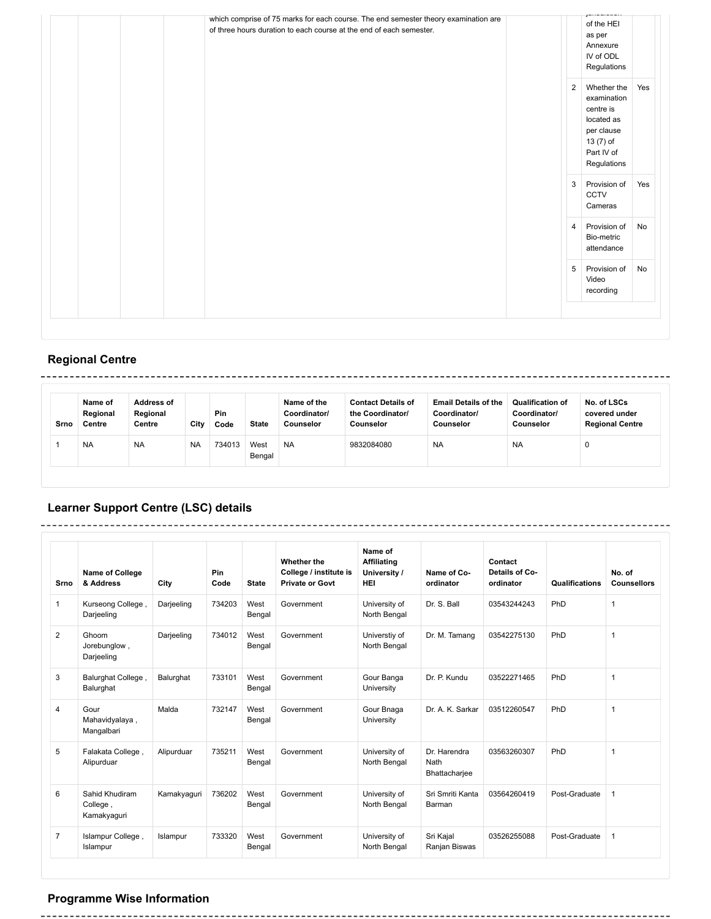| | | | | which comprise of 75 marks for each course. The end semester theory examination are of three hours duration to each course at the end of each semester. | | | jurisdiction of the HEI as per Annexure IV of ODL Regulations | |
|---|---|---|---|---|---|---|---|---|
| | | | | | | 2 | Whether the examination centre is located as per clause 13 (7) of Part IV of Regulations | Yes |
| | | | | | | 3 | Provision of CCTV Cameras | Yes |
| | | | | | | 4 | Provision of Bio-metric attendance | No |
| | | | | | | 5 | Provision of Video recording | No |

## Regional Centre

| Srno | Name of Regional Centre | Address of Regional Centre | City | Pin Code | State | Name of the Coordinator/ Counselor | Contact Details of the Coordinator/ Counselor | Email Details of the Coordinator/ Counselor | Qualification of Coordinator/ Counselor | No. of LSCs covered under Regional Centre |
|---|---|---|---|---|---|---|---|---|---|---|
| 1 | NA | NA | NA | 734013 | West Bengal | NA | 9832084080 | NA | NA | 0 |

## Learner Support Centre (LSC) details

| Srno | Name of College & Address | City | Pin Code | State | Whether the College / institute is Private or Govt | Name of Affiliating University / HEI | Name of Co-ordinator | Contact Details of Co-ordinator | Qualifications | No. of Counsellors |
|---|---|---|---|---|---|---|---|---|---|---|
| 1 | Kurseong College , Darjeeling | Darjeeling | 734203 | West Bengal | Government | University of North Bengal | Dr. S. Ball | 03543244243 | PhD | 1 |
| 2 | Ghoom Jorebunglow , Darjeeling | Darjeeling | 734012 | West Bengal | Government | Universtiy of North Bengal | Dr. M. Tamang | 03542275130 | PhD | 1 |
| 3 | Balurghat College , Balurghat | Balurghat | 733101 | West Bengal | Government | Gour Banga University | Dr. P. Kundu | 03522271465 | PhD | 1 |
| 4 | Gour Mahavidyalaya , Mangalbari | Malda | 732147 | West Bengal | Government | Gour Bnaga University | Dr. A. K. Sarkar | 03512260547 | PhD | 1 |
| 5 | Falakata College , Alipurduar | Alipurduar | 735211 | West Bengal | Government | University of North Bengal | Dr. Harendra Nath Bhattacharjee | 03563260307 | PhD | 1 |
| 6 | Sahid Khudiram College , Kamakyaguri | Kamakyaguri | 736202 | West Bengal | Government | University of North Bengal | Sri Smriti Kanta Barman | 03564260419 | Post-Graduate | 1 |
| 7 | Islampur College , Islampur | Islampur | 733320 | West Bengal | Government | University of North Bengal | Sri Kajal Ranjan Biswas | 03526255088 | Post-Graduate | 1 |

## Programme Wise Information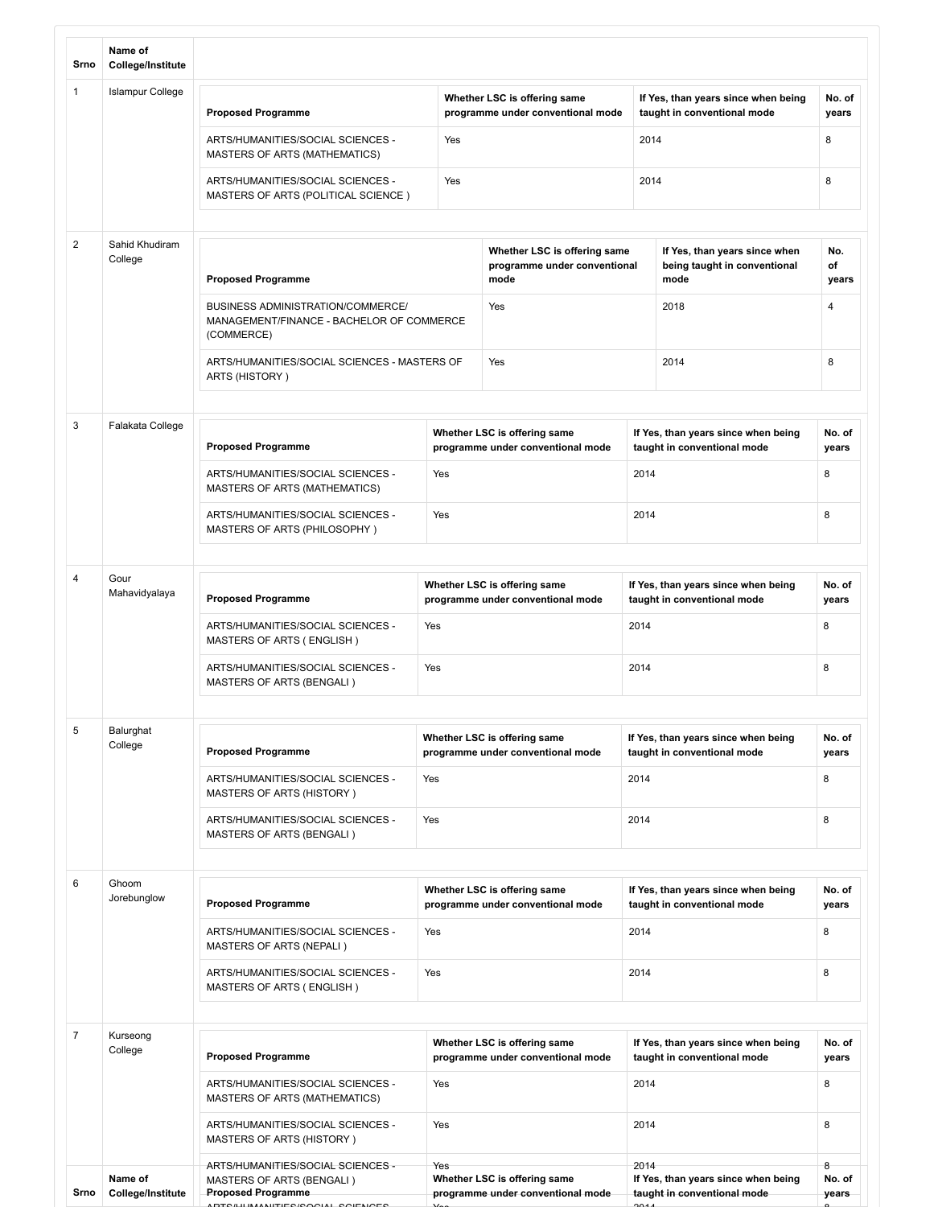| Srno | Name of College/Institute | Proposed Programme | Whether LSC is offering same programme under conventional mode | If Yes, than years since when being taught in conventional mode | No. of years |
|---|---|---|---|---|---|
| 1 | Islampur College | ARTS/HUMANITIES/SOCIAL SCIENCES - MASTERS OF ARTS (MATHEMATICS) | Yes | 2014 | 8 |
| | | ARTS/HUMANITIES/SOCIAL SCIENCES - MASTERS OF ARTS (POLITICAL SCIENCE ) | Yes | 2014 | 8 |
| 2 | Sahid Khudiram College | BUSINESS ADMINISTRATION/COMMERCE/ MANAGEMENT/FINANCE - BACHELOR OF COMMERCE (COMMERCE) | Yes | 2018 | 4 |
| | | ARTS/HUMANITIES/SOCIAL SCIENCES - MASTERS OF ARTS (HISTORY ) | Yes | 2014 | 8 |
| 3 | Falakata College | ARTS/HUMANITIES/SOCIAL SCIENCES - MASTERS OF ARTS (MATHEMATICS) | Yes | 2014 | 8 |
| | | ARTS/HUMANITIES/SOCIAL SCIENCES - MASTERS OF ARTS (PHILOSOPHY ) | Yes | 2014 | 8 |
| 4 | Gour Mahavidyalaya | ARTS/HUMANITIES/SOCIAL SCIENCES - MASTERS OF ARTS ( ENGLISH ) | Yes | 2014 | 8 |
| | | ARTS/HUMANITIES/SOCIAL SCIENCES - MASTERS OF ARTS (BENGALI ) | Yes | 2014 | 8 |
| 5 | Balurghat College | ARTS/HUMANITIES/SOCIAL SCIENCES - MASTERS OF ARTS (HISTORY ) | Yes | 2014 | 8 |
| | | ARTS/HUMANITIES/SOCIAL SCIENCES - MASTERS OF ARTS (BENGALI ) | Yes | 2014 | 8 |
| 6 | Ghoom Jorebunglow | ARTS/HUMANITIES/SOCIAL SCIENCES - MASTERS OF ARTS (NEPALI ) | Yes | 2014 | 8 |
| | | ARTS/HUMANITIES/SOCIAL SCIENCES - MASTERS OF ARTS ( ENGLISH ) | Yes | 2014 | 8 |
| 7 | Kurseong College | ARTS/HUMANITIES/SOCIAL SCIENCES - MASTERS OF ARTS (MATHEMATICS) | Yes | 2014 | 8 |
| | | ARTS/HUMANITIES/SOCIAL SCIENCES - MASTERS OF ARTS (HISTORY ) | Yes | 2014 | 8 |
| | | ARTS/HUMANITIES/SOCIAL SCIENCES - MASTERS OF ARTS (BENGALI ) | Yes | 2014 | 8 |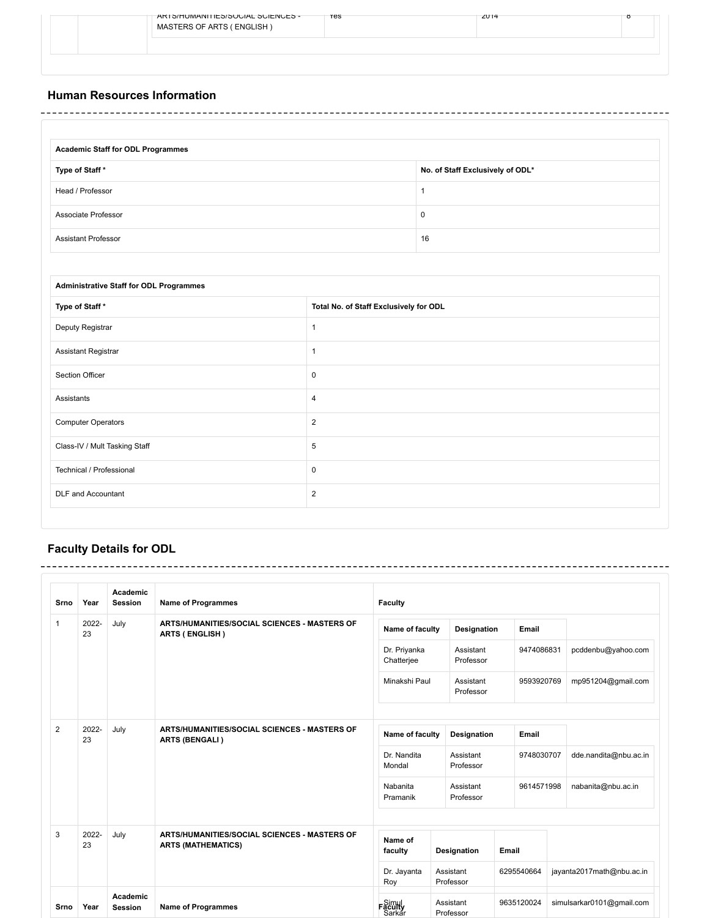| | | ARTS/HUMANITIES/SOCIAL SCIENCES - MASTERS OF ARTS ( ENGLISH ) | Yes | 2014 | 8 |
|---|---|---|---|---|---|

## Human Resources Information

| Academic Staff for ODL Programmes | |
|---|---|
| **Type of Staff *** | **No. of Staff Exclusively of ODL*** |
| Head / Professor | 1 |
| Associate Professor | 0 |
| Assistant Professor | 16 |

| Administrative Staff for ODL Programmes | |
|---|---|
| **Type of Staff *** | **Total No. of Staff Exclusively for ODL** |
| Deputy Registrar | 1 |
| Assistant Registrar | 1 |
| Section Officer | 0 |
| Assistants | 4 |
| Computer Operators | 2 |
| Class-IV / Mult Tasking Staff | 5 |
| Technical / Professional | 0 |
| DLF and Accountant | 2 |

## Faculty Details for ODL

| Srno | Year | Academic Session | Name of Programmes | Name of faculty | Designation | Email | |
|---|---|---|---|---|---|---|---|
| 1 | 2022-23 | July | ARTS/HUMANITIES/SOCIAL SCIENCES - MASTERS OF ARTS ( ENGLISH ) | Dr. Priyanka Chatterjee | Assistant Professor | 9474086831 | pcddenbu@yahoo.com |
| | | | | Minakshi Paul | Assistant Professor | 9593920769 | mp951204@gmail.com |
| 2 | 2022-23 | July | ARTS/HUMANITIES/SOCIAL SCIENCES - MASTERS OF ARTS (BENGALI ) | Dr. Nandita Mondal | Assistant Professor | 9748030707 | dde.nandita@nbu.ac.in |
| | | | | Nabanita Pramanik | Assistant Professor | 9614571998 | nabanita@nbu.ac.in |
| 3 | 2022-23 | July | ARTS/HUMANITIES/SOCIAL SCIENCES - MASTERS OF ARTS (MATHEMATICS) | Dr. Jayanta Roy | Assistant Professor | 6295540664 | jayanta2017math@nbu.ac.in |
| | | | | Simul Sarkar | Assistant Professor | 9635120024 | simulsarkar0101@gmail.com |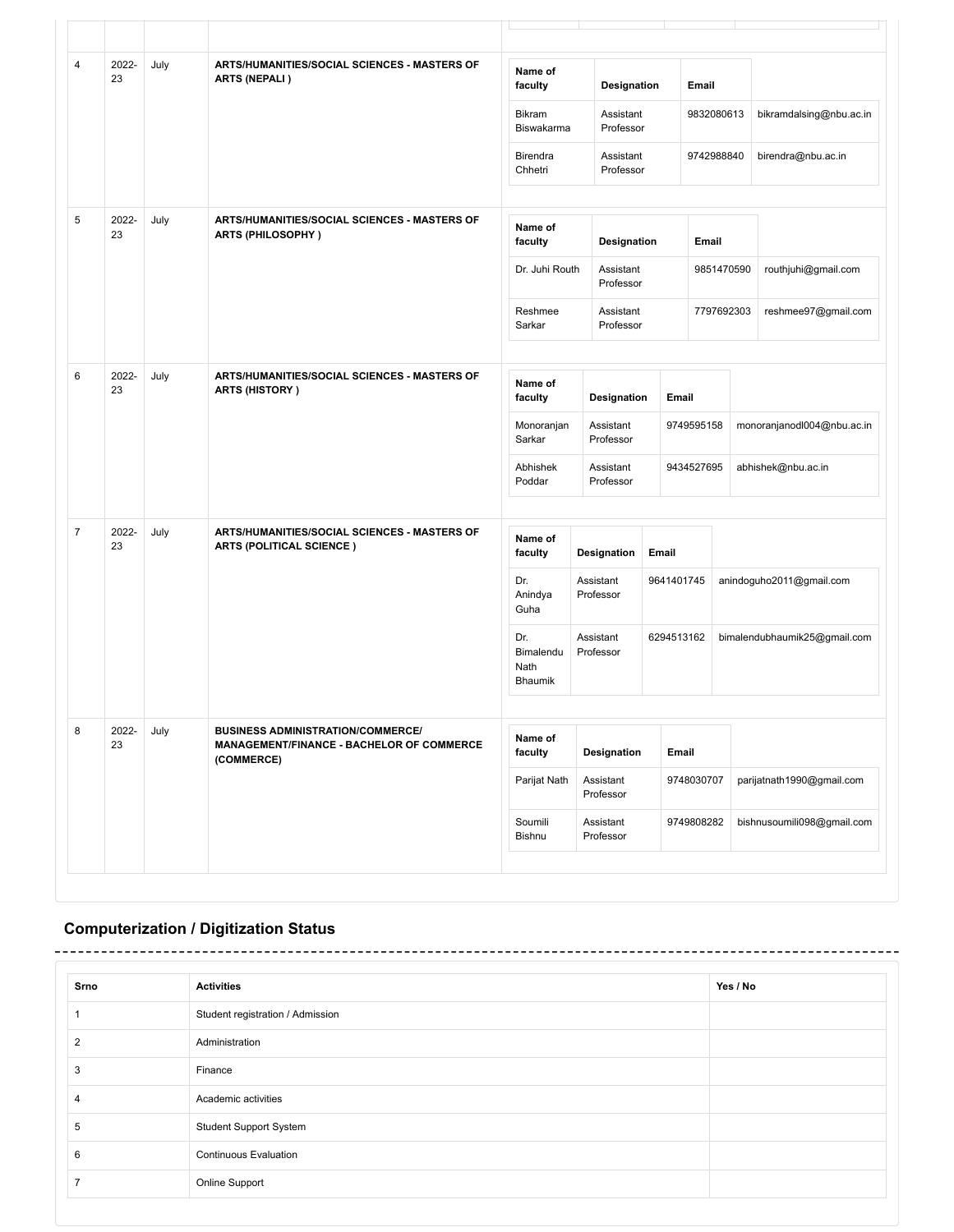| 4 | 2022-23 | July | **ARTS/HUMANITIES/SOCIAL SCIENCES - MASTERS OF ARTS (NEPALI )** | **Name of faculty** / **Designation** / **Email**<br>Bikram Biswakarma / Assistant Professor / 9832080613 / bikramdalsing@nbu.ac.in<br>Birendra Chhetri / Assistant Professor / 9742988840 / birendra@nbu.ac.in |
|---|---|---|---|---|
| 5 | 2022-23 | July | **ARTS/HUMANITIES/SOCIAL SCIENCES - MASTERS OF ARTS (PHILOSOPHY )** | **Name of faculty** / **Designation** / **Email**<br>Dr. Juhi Routh / Assistant Professor / 9851470590 / routhjuhi@gmail.com<br>Reshmee Sarkar / Assistant Professor / 7797692303 / reshmee97@gmail.com |
| 6 | 2022-23 | July | **ARTS/HUMANITIES/SOCIAL SCIENCES - MASTERS OF ARTS (HISTORY )** | **Name of faculty** / **Designation** / **Email**<br>Monoranjan Sarkar / Assistant Professor / 9749595158 / monoranjanodl004@nbu.ac.in<br>Abhishek Poddar / Assistant Professor / 9434527695 / abhishek@nbu.ac.in |
| 7 | 2022-23 | July | **ARTS/HUMANITIES/SOCIAL SCIENCES - MASTERS OF ARTS (POLITICAL SCIENCE )** | **Name of faculty** / **Designation** / **Email**<br>Dr. Anindya Guha / Assistant Professor / 9641401745 / anindoguho2011@gmail.com<br>Dr. Bimalendu Nath Bhaumik / Assistant Professor / 6294513162 / bimalendubhaumik25@gmail.com |
| 8 | 2022-23 | July | **BUSINESS ADMINISTRATION/COMMERCE/ MANAGEMENT/FINANCE - BACHELOR OF COMMERCE (COMMERCE)** | **Name of faculty** / **Designation** / **Email**<br>Parijat Nath / Assistant Professor / 9748030707 / parijatnath1990@gmail.com<br>Soumili Bishnu / Assistant Professor / 9749808282 / bishnusoumili098@gmail.com |

## Computerization / Digitization Status

| Srno | Activities | Yes / No |
|---|---|---|
| 1 | Student registration / Admission | |
| 2 | Administration | |
| 3 | Finance | |
| 4 | Academic activities | |
| 5 | Student Support System | |
| 6 | Continuous Evaluation | |
| 7 | Online Support | |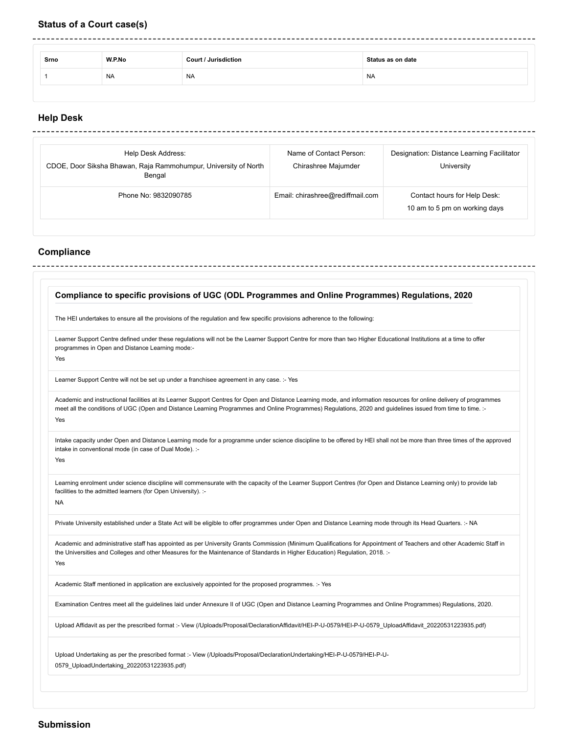## Status of a Court case(s)

| Srno | W.P.No | Court / Jurisdiction | Status as on date |
|---|---|---|---|
| 1 | NA | NA | NA |

## Help Desk

| Help Desk Address: CDOE, Door Siksha Bhawan, Raja Rammohumpur, University of North Bengal | Name of Contact Person: Chirashree Majumder | Designation: Distance Learning Facilitator University |
|---|---|---|
| Phone No: 9832090785 | Email: chirashree@rediffmail.com | Contact hours for Help Desk: 10 am to 5 pm on working days |

## Compliance

### Compliance to specific provisions of UGC (ODL Programmes and Online Programmes) Regulations, 2020

The HEI undertakes to ensure all the provisions of the regulation and few specific provisions adherence to the following:

Learner Support Centre defined under these regulations will not be the Learner Support Centre for more than two Higher Educational Institutions at a time to offer programmes in Open and Distance Learning mode:-
Yes

Learner Support Centre will not be set up under a franchisee agreement in any case. :- Yes

Academic and instructional facilities at its Learner Support Centres for Open and Distance Learning mode, and information resources for online delivery of programmes meet all the conditions of UGC (Open and Distance Learning Programmes and Online Programmes) Regulations, 2020 and guidelines issued from time to time. :-
Yes

Intake capacity under Open and Distance Learning mode for a programme under science discipline to be offered by HEI shall not be more than three times of the approved intake in conventional mode (in case of Dual Mode). :-
Yes

Learning enrolment under science discipline will commensurate with the capacity of the Learner Support Centres (for Open and Distance Learning only) to provide lab facilities to the admitted learners (for Open University). :-
NA

Private University established under a State Act will be eligible to offer programmes under Open and Distance Learning mode through its Head Quarters. :- NA

Academic and administrative staff has appointed as per University Grants Commission (Minimum Qualifications for Appointment of Teachers and other Academic Staff in the Universities and Colleges and other Measures for the Maintenance of Standards in Higher Education) Regulation, 2018. :-
Yes

Academic Staff mentioned in application are exclusively appointed for the proposed programmes. :- Yes

Examination Centres meet all the guidelines laid under Annexure II of UGC (Open and Distance Learning Programmes and Online Programmes) Regulations, 2020.

Upload Affidavit as per the prescribed format :- View (/Uploads/Proposal/DeclarationAffidavit/HEI-P-U-0579/HEI-P-U-0579_UploadAffidavit_20220531223935.pdf)

Upload Undertaking as per the prescribed format :- View (/Uploads/Proposal/DeclarationUndertaking/HEI-P-U-0579/HEI-P-U-0579_UploadUndertaking_20220531223935.pdf)

## Submission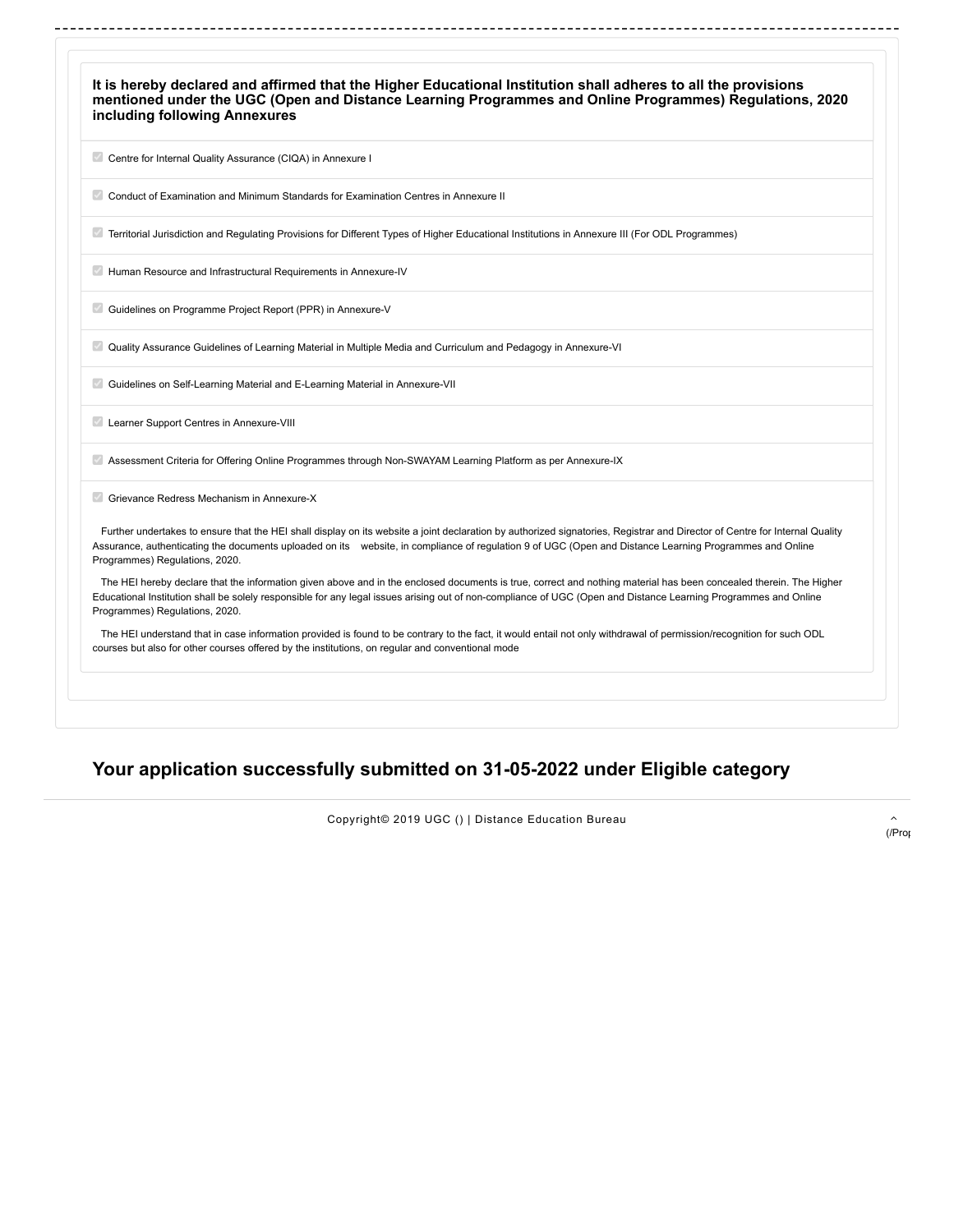**It is hereby declared and affirmed that the Higher Educational Institution shall adheres to all the provisions mentioned under the UGC (Open and Distance Learning Programmes and Online Programmes) Regulations, 2020 including following Annexures**

- [x] Centre for Internal Quality Assurance (CIQA) in Annexure I
- [x] Conduct of Examination and Minimum Standards for Examination Centres in Annexure II
- [x] Territorial Jurisdiction and Regulating Provisions for Different Types of Higher Educational Institutions in Annexure III (For ODL Programmes)
- [x] Human Resource and Infrastructural Requirements in Annexure-IV
- [x] Guidelines on Programme Project Report (PPR) in Annexure-V
- [x] Quality Assurance Guidelines of Learning Material in Multiple Media and Curriculum and Pedagogy in Annexure-VI
- [x] Guidelines on Self-Learning Material and E-Learning Material in Annexure-VII
- [x] Learner Support Centres in Annexure-VIII
- [x] Assessment Criteria for Offering Online Programmes through Non-SWAYAM Learning Platform as per Annexure-IX
- [x] Grievance Redress Mechanism in Annexure-X

Further undertakes to ensure that the HEI shall display on its website a joint declaration by authorized signatories, Registrar and Director of Centre for Internal Quality Assurance, authenticating the documents uploaded on its website, in compliance of regulation 9 of UGC (Open and Distance Learning Programmes and Online Programmes) Regulations, 2020.

The HEI hereby declare that the information given above and in the enclosed documents is true, correct and nothing material has been concealed therein. The Higher Educational Institution shall be solely responsible for any legal issues arising out of non-compliance of UGC (Open and Distance Learning Programmes and Online Programmes) Regulations, 2020.

The HEI understand that in case information provided is found to be contrary to the fact, it would entail not only withdrawal of permission/recognition for such ODL courses but also for other courses offered by the institutions, on regular and conventional mode

## Your application successfully submitted on 31-05-2022 under Eligible category

Copyright© 2019 UGC () | Distance Education Bureau